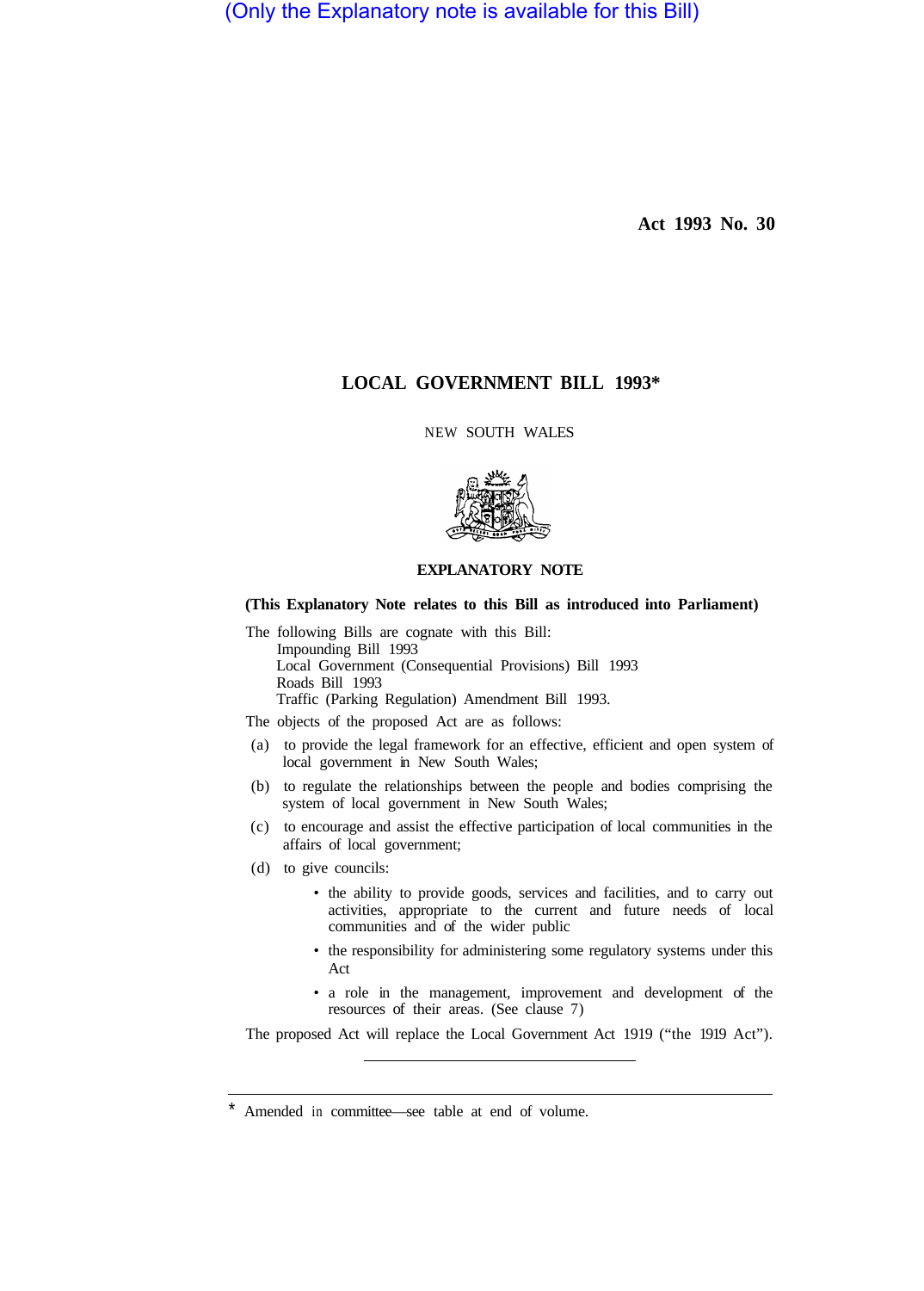(Only the Explanatory note is available for this Bill)

**Act 1993 No. 30**

# LOCAL GOVERNMENT BILL 1993*

NEW SOUTH WALES

## EXPLANATORY NOTE

**(This Explanatory Note relates to this Bill as introduced into Parliament)**

The following Bills are cognate with this Bill:

Impounding Bill 1993
Local Government (Consequential Provisions) Bill 1993
Roads Bill 1993
Traffic (Parking Regulation) Amendment Bill 1993.

The objects of the proposed Act are as follows:

(a) to provide the legal framework for an effective, efficient and open system of local government in New South Wales;

(b) to regulate the relationships between the people and bodies comprising the system of local government in New South Wales;

(c) to encourage and assist the effective participation of local communities in the affairs of local government;

(d) to give councils:

- the ability to provide goods, services and facilities, and to carry out activities, appropriate to the current and future needs of local communities and of the wider public
- the responsibility for administering some regulatory systems under this Act
- a role in the management, improvement and development of the resources of their areas. (See clause 7)

The proposed Act will replace the Local Government Act 1919 ("the 1919 Act").

---

\* Amended in committee—see table at end of volume.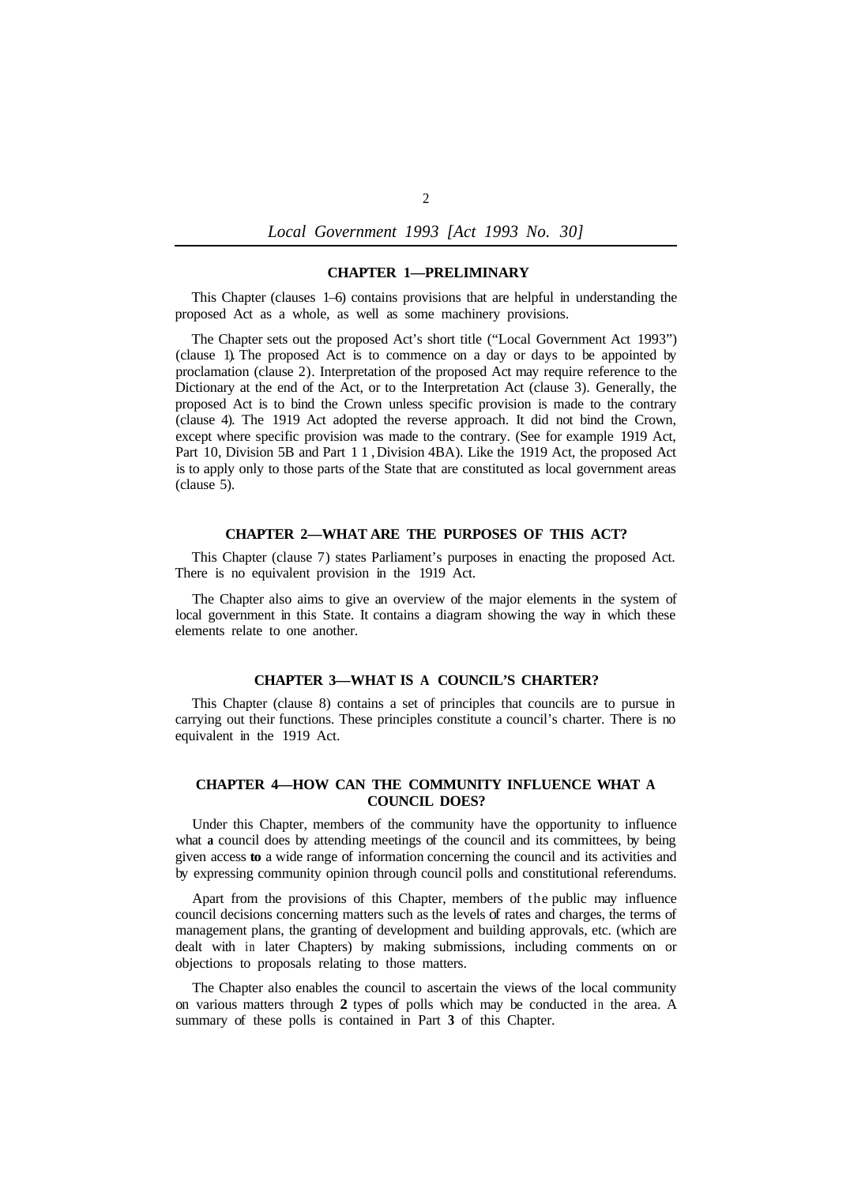## CHAPTER 1—PRELIMINARY

This Chapter (clauses 1–6) contains provisions that are helpful in understanding the proposed Act as a whole, as well as some machinery provisions.

The Chapter sets out the proposed Act's short title ("Local Government Act 1993") (clause 1). The proposed Act is to commence on a day or days to be appointed by proclamation (clause 2). Interpretation of the proposed Act may require reference to the Dictionary at the end of the Act, or to the Interpretation Act (clause 3). Generally, the proposed Act is to bind the Crown unless specific provision is made to the contrary (clause 4). The 1919 Act adopted the reverse approach. It did not bind the Crown, except where specific provision was made to the contrary. (See for example 1919 Act, Part 10, Division 5B and Part 11, Division 4BA). Like the 1919 Act, the proposed Act is to apply only to those parts of the State that are constituted as local government areas (clause 5).

## CHAPTER 2—WHAT ARE THE PURPOSES OF THIS ACT?

This Chapter (clause 7) states Parliament's purposes in enacting the proposed Act. There is no equivalent provision in the 1919 Act.

The Chapter also aims to give an overview of the major elements in the system of local government in this State. It contains a diagram showing the way in which these elements relate to one another.

## CHAPTER 3—WHAT IS A COUNCIL'S CHARTER?

This Chapter (clause 8) contains a set of principles that councils are to pursue in carrying out their functions. These principles constitute a council's charter. There is no equivalent in the 1919 Act.

## CHAPTER 4—HOW CAN THE COMMUNITY INFLUENCE WHAT A COUNCIL DOES?

Under this Chapter, members of the community have the opportunity to influence what a council does by attending meetings of the council and its committees, by being given access to a wide range of information concerning the council and its activities and by expressing community opinion through council polls and constitutional referendums.

Apart from the provisions of this Chapter, members of the public may influence council decisions concerning matters such as the levels of rates and charges, the terms of management plans, the granting of development and building approvals, etc. (which are dealt with in later Chapters) by making submissions, including comments on or objections to proposals relating to those matters.

The Chapter also enables the council to ascertain the views of the local community on various matters through 2 types of polls which may be conducted in the area. A summary of these polls is contained in Part 3 of this Chapter.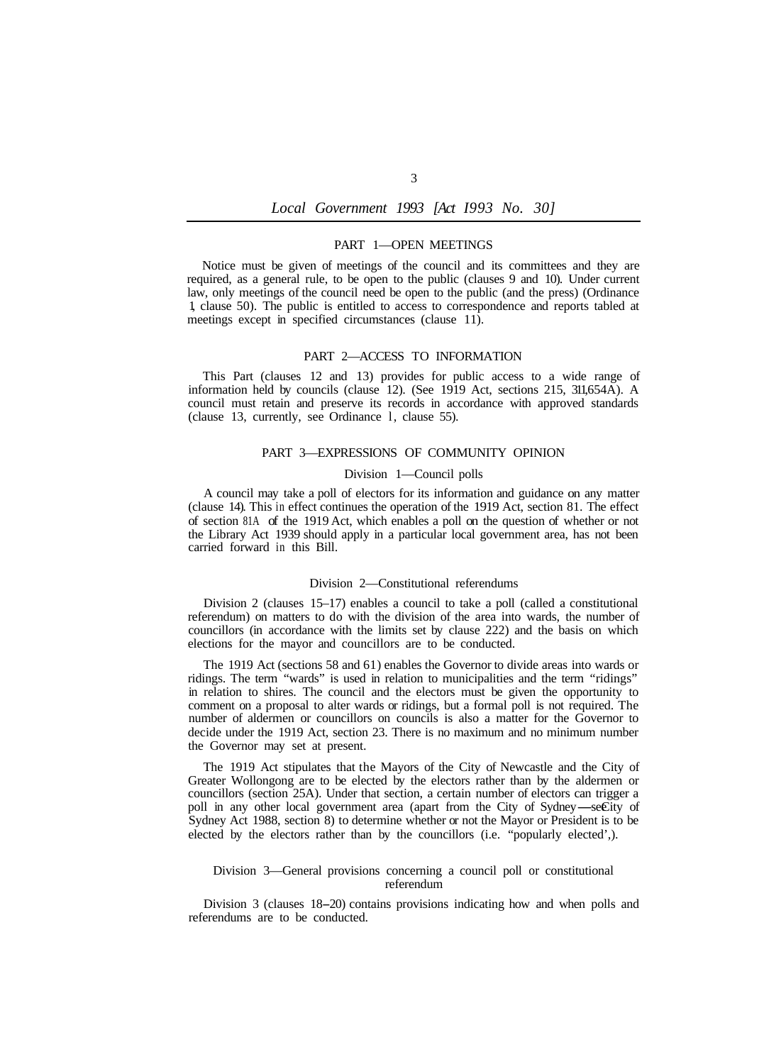## PART 1—OPEN MEETINGS

Notice must be given of meetings of the council and its committees and they are required, as a general rule, to be open to the public (clauses 9 and 10). Under current law, only meetings of the council need be open to the public (and the press) (Ordinance 1, clause 50). The public is entitled to access to correspondence and reports tabled at meetings except in specified circumstances (clause 11).

## PART 2—ACCESS TO INFORMATION

This Part (clauses 12 and 13) provides for public access to a wide range of information held by councils (clause 12). (See 1919 Act, sections 215, 311, 654A). A council must retain and preserve its records in accordance with approved standards (clause 13, currently, see Ordinance 1, clause 55).

## PART 3—EXPRESSIONS OF COMMUNITY OPINION

### Division 1—Council polls

A council may take a poll of electors for its information and guidance on any matter (clause 14). This in effect continues the operation of the 1919 Act, section 81. The effect of section 81A of the 1919 Act, which enables a poll on the question of whether or not the Library Act 1939 should apply in a particular local government area, has not been carried forward in this Bill.

### Division 2—Constitutional referendums

Division 2 (clauses 15–17) enables a council to take a poll (called a constitutional referendum) on matters to do with the division of the area into wards, the number of councillors (in accordance with the limits set by clause 222) and the basis on which elections for the mayor and councillors are to be conducted.

The 1919 Act (sections 58 and 61) enables the Governor to divide areas into wards or ridings. The term "wards" is used in relation to municipalities and the term "ridings" in relation to shires. The council and the electors must be given the opportunity to comment on a proposal to alter wards or ridings, but a formal poll is not required. The number of aldermen or councillors on councils is also a matter for the Governor to decide under the 1919 Act, section 23. There is no maximum and no minimum number the Governor may set at present.

The 1919 Act stipulates that the Mayors of the City of Newcastle and the City of Greater Wollongong are to be elected by the electors rather than by the aldermen or councillors (section 25A). Under that section, a certain number of electors can trigger a poll in any other local government area (apart from the City of Sydney—see City of Sydney Act 1988, section 8) to determine whether or not the Mayor or President is to be elected by the electors rather than by the councillors (i.e. "popularly elected").

### Division 3—General provisions concerning a council poll or constitutional referendum

Division 3 (clauses 18–20) contains provisions indicating how and when polls and referendums are to be conducted.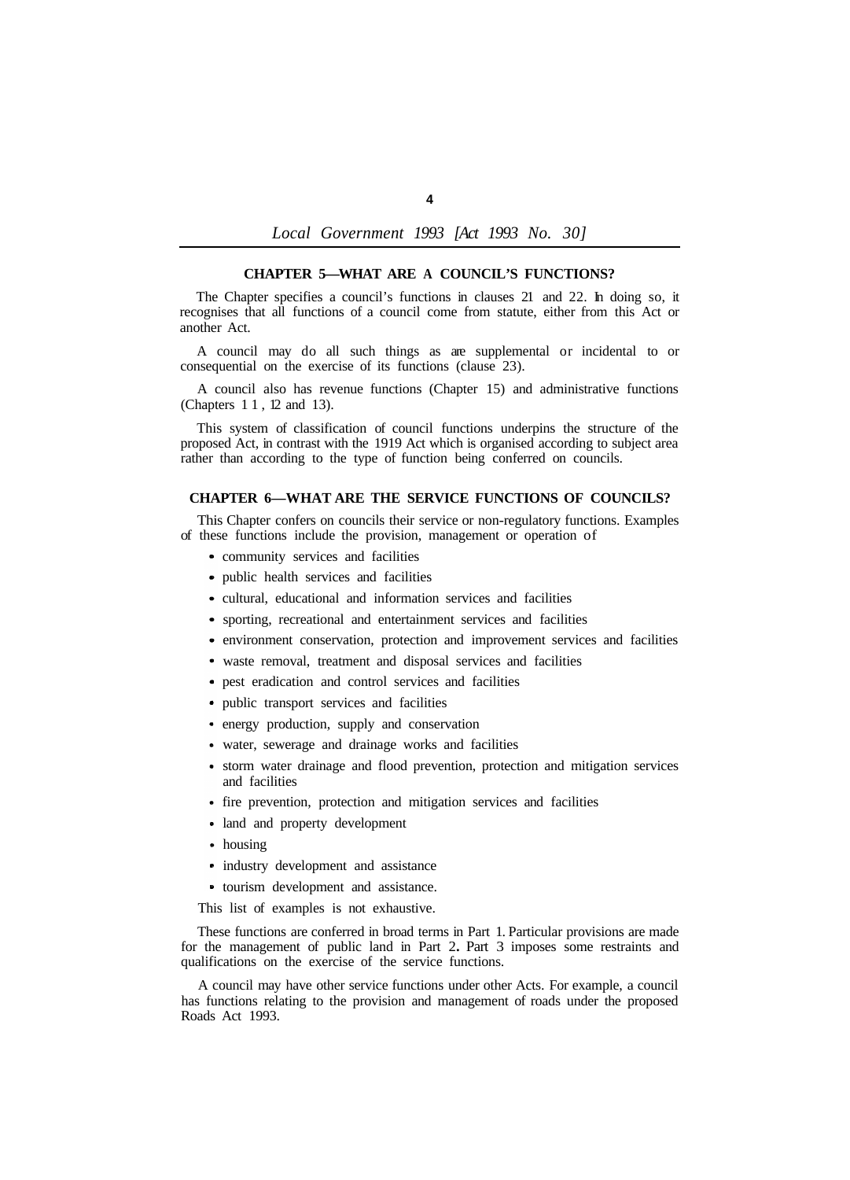## CHAPTER 5—WHAT ARE A COUNCIL'S FUNCTIONS?

The Chapter specifies a council's functions in clauses 21 and 22. In doing so, it recognises that all functions of a council come from statute, either from this Act or another Act.

A council may do all such things as are supplemental or incidental to or consequential on the exercise of its functions (clause 23).

A council also has revenue functions (Chapter 15) and administrative functions (Chapters 11, 12 and 13).

This system of classification of council functions underpins the structure of the proposed Act, in contrast with the 1919 Act which is organised according to subject area rather than according to the type of function being conferred on councils.

## CHAPTER 6—WHAT ARE THE SERVICE FUNCTIONS OF COUNCILS?

This Chapter confers on councils their service or non-regulatory functions. Examples of these functions include the provision, management or operation of

- community services and facilities
- public health services and facilities
- cultural, educational and information services and facilities
- sporting, recreational and entertainment services and facilities
- environment conservation, protection and improvement services and facilities
- waste removal, treatment and disposal services and facilities
- pest eradication and control services and facilities
- public transport services and facilities
- energy production, supply and conservation
- water, sewerage and drainage works and facilities
- storm water drainage and flood prevention, protection and mitigation services and facilities
- fire prevention, protection and mitigation services and facilities
- land and property development
- housing
- industry development and assistance
- tourism development and assistance.

This list of examples is not exhaustive.

These functions are conferred in broad terms in Part 1. Particular provisions are made for the management of public land in Part 2. Part 3 imposes some restraints and qualifications on the exercise of the service functions.

A council may have other service functions under other Acts. For example, a council has functions relating to the provision and management of roads under the proposed Roads Act 1993.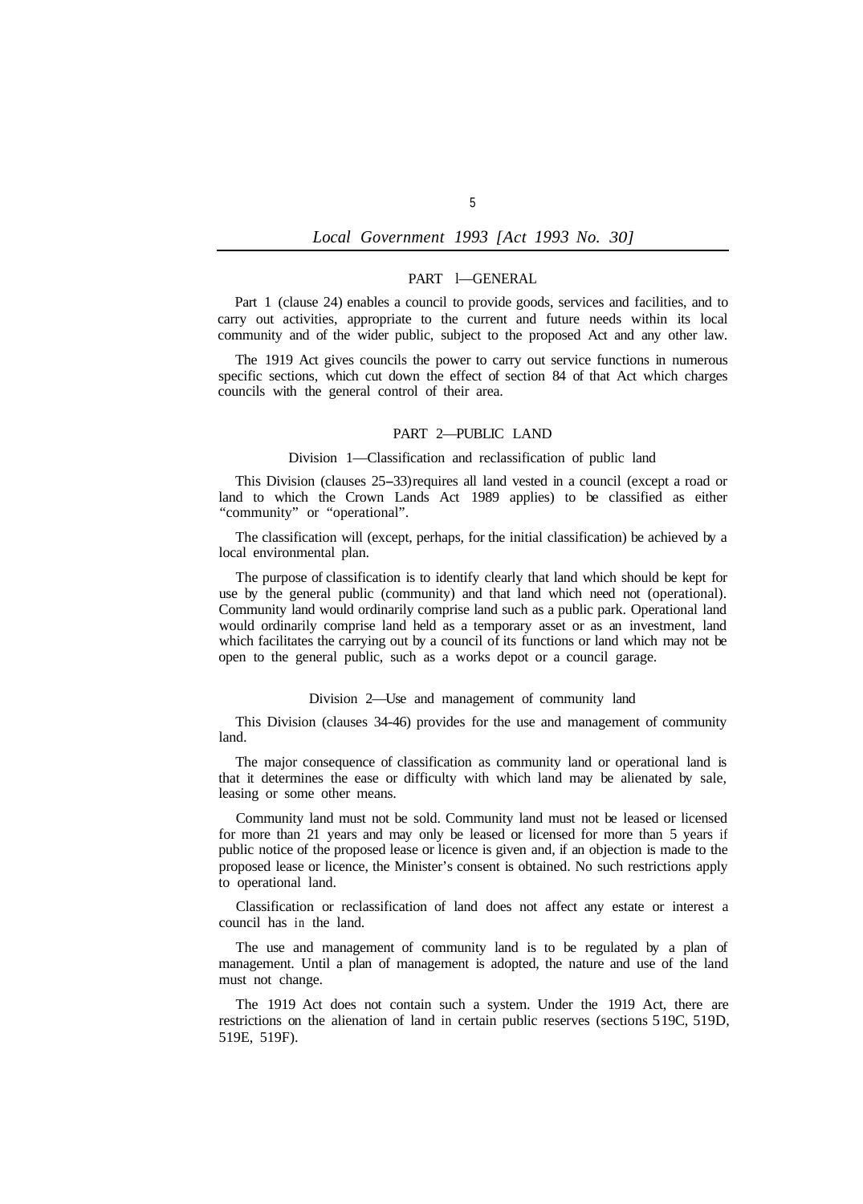## PART 1—GENERAL

Part 1 (clause 24) enables a council to provide goods, services and facilities, and to carry out activities, appropriate to the current and future needs within its local community and of the wider public, subject to the proposed Act and any other law.

The 1919 Act gives councils the power to carry out service functions in numerous specific sections, which cut down the effect of section 84 of that Act which charges councils with the general control of their area.

## PART 2—PUBLIC LAND

### Division 1—Classification and reclassification of public land

This Division (clauses 25–33) requires all land vested in a council (except a road or land to which the Crown Lands Act 1989 applies) to be classified as either "community" or "operational".

The classification will (except, perhaps, for the initial classification) be achieved by a local environmental plan.

The purpose of classification is to identify clearly that land which should be kept for use by the general public (community) and that land which need not (operational). Community land would ordinarily comprise land such as a public park. Operational land would ordinarily comprise land held as a temporary asset or as an investment, land which facilitates the carrying out by a council of its functions or land which may not be open to the general public, such as a works depot or a council garage.

### Division 2—Use and management of community land

This Division (clauses 34-46) provides for the use and management of community land.

The major consequence of classification as community land or operational land is that it determines the ease or difficulty with which land may be alienated by sale, leasing or some other means.

Community land must not be sold. Community land must not be leased or licensed for more than 21 years and may only be leased or licensed for more than 5 years if public notice of the proposed lease or licence is given and, if an objection is made to the proposed lease or licence, the Minister's consent is obtained. No such restrictions apply to operational land.

Classification or reclassification of land does not affect any estate or interest a council has in the land.

The use and management of community land is to be regulated by a plan of management. Until a plan of management is adopted, the nature and use of the land must not change.

The 1919 Act does not contain such a system. Under the 1919 Act, there are restrictions on the alienation of land in certain public reserves (sections 519C, 519D, 519E, 519F).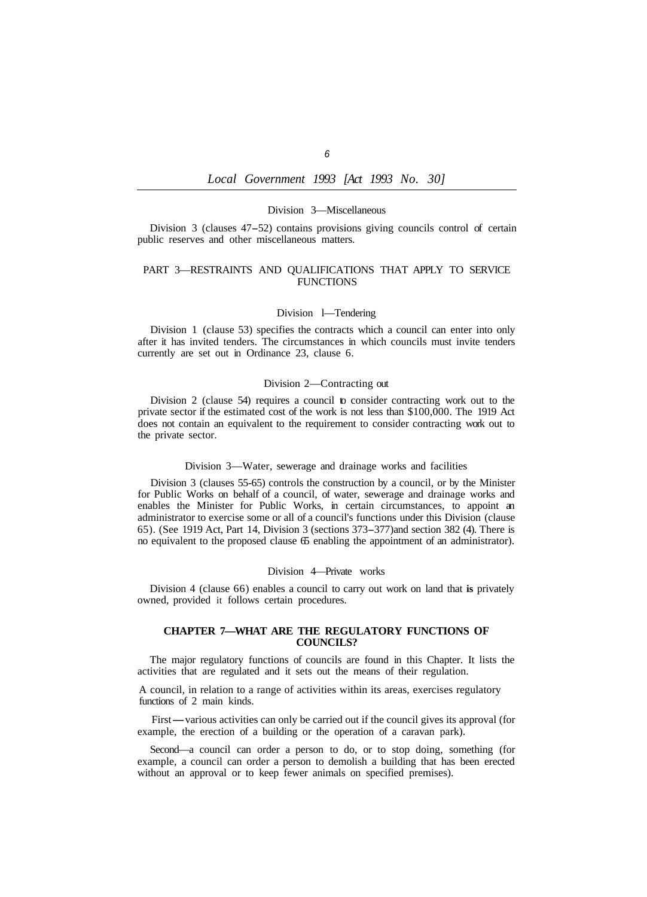### Division 3—Miscellaneous

Division 3 (clauses 47–52) contains provisions giving councils control of certain public reserves and other miscellaneous matters.

## PART 3—RESTRAINTS AND QUALIFICATIONS THAT APPLY TO SERVICE FUNCTIONS

### Division 1—Tendering

Division 1 (clause 53) specifies the contracts which a council can enter into only after it has invited tenders. The circumstances in which councils must invite tenders currently are set out in Ordinance 23, clause 6.

### Division 2—Contracting out

Division 2 (clause 54) requires a council to consider contracting work out to the private sector if the estimated cost of the work is not less than $100,000. The 1919 Act does not contain an equivalent to the requirement to consider contracting work out to the private sector.

### Division 3—Water, sewerage and drainage works and facilities

Division 3 (clauses 55-65) controls the construction by a council, or by the Minister for Public Works on behalf of a council, of water, sewerage and drainage works and enables the Minister for Public Works, in certain circumstances, to appoint an administrator to exercise some or all of a council's functions under this Division (clause 65). (See 1919 Act, Part 14, Division 3 (sections 373–377) and section 382 (4). There is no equivalent to the proposed clause 65 enabling the appointment of an administrator).

### Division 4—Private works

Division 4 (clause 66) enables a council to carry out work on land that **is** privately owned, provided it follows certain procedures.

## CHAPTER 7—WHAT ARE THE REGULATORY FUNCTIONS OF COUNCILS?

The major regulatory functions of councils are found in this Chapter. It lists the activities that are regulated and it sets out the means of their regulation.

A council, in relation to a range of activities within its areas, exercises regulatory functions of 2 main kinds.

First—various activities can only be carried out if the council gives its approval (for example, the erection of a building or the operation of a caravan park).

Second—a council can order a person to do, or to stop doing, something (for example, a council can order a person to demolish a building that has been erected without an approval or to keep fewer animals on specified premises).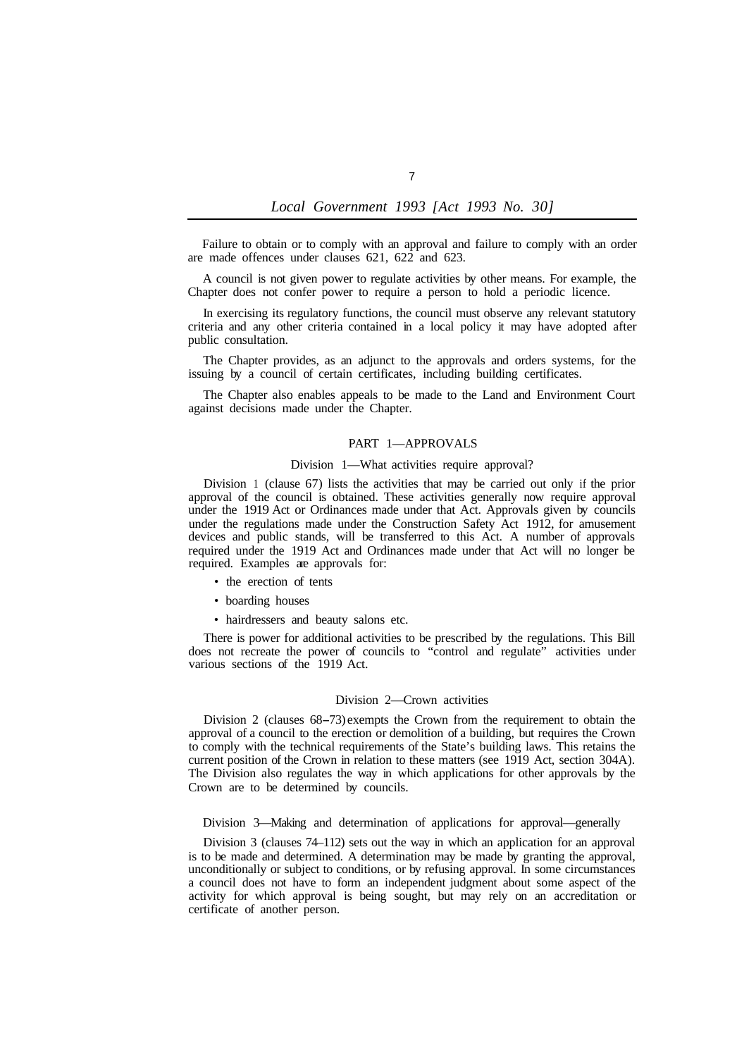Failure to obtain or to comply with an approval and failure to comply with an order are made offences under clauses 621, 622 and 623.

A council is not given power to regulate activities by other means. For example, the Chapter does not confer power to require a person to hold a periodic licence.

In exercising its regulatory functions, the council must observe any relevant statutory criteria and any other criteria contained in a local policy it may have adopted after public consultation.

The Chapter provides, as an adjunct to the approvals and orders systems, for the issuing by a council of certain certificates, including building certificates.

The Chapter also enables appeals to be made to the Land and Environment Court against decisions made under the Chapter.

## PART 1—APPROVALS

### Division 1—What activities require approval?

Division 1 (clause 67) lists the activities that may be carried out only if the prior approval of the council is obtained. These activities generally now require approval under the 1919 Act or Ordinances made under that Act. Approvals given by councils under the regulations made under the Construction Safety Act 1912, for amusement devices and public stands, will be transferred to this Act. A number of approvals required under the 1919 Act and Ordinances made under that Act will no longer be required. Examples are approvals for:

- the erection of tents
- boarding houses
- hairdressers and beauty salons etc.

There is power for additional activities to be prescribed by the regulations. This Bill does not recreate the power of councils to "control and regulate" activities under various sections of the 1919 Act.

### Division 2—Crown activities

Division 2 (clauses 68–73) exempts the Crown from the requirement to obtain the approval of a council to the erection or demolition of a building, but requires the Crown to comply with the technical requirements of the State's building laws. This retains the current position of the Crown in relation to these matters (see 1919 Act, section 304A). The Division also regulates the way in which applications for other approvals by the Crown are to be determined by councils.

### Division 3—Making and determination of applications for approval—generally

Division 3 (clauses 74–112) sets out the way in which an application for an approval is to be made and determined. A determination may be made by granting the approval, unconditionally or subject to conditions, or by refusing approval. In some circumstances a council does not have to form an independent judgment about some aspect of the activity for which approval is being sought, but may rely on an accreditation or certificate of another person.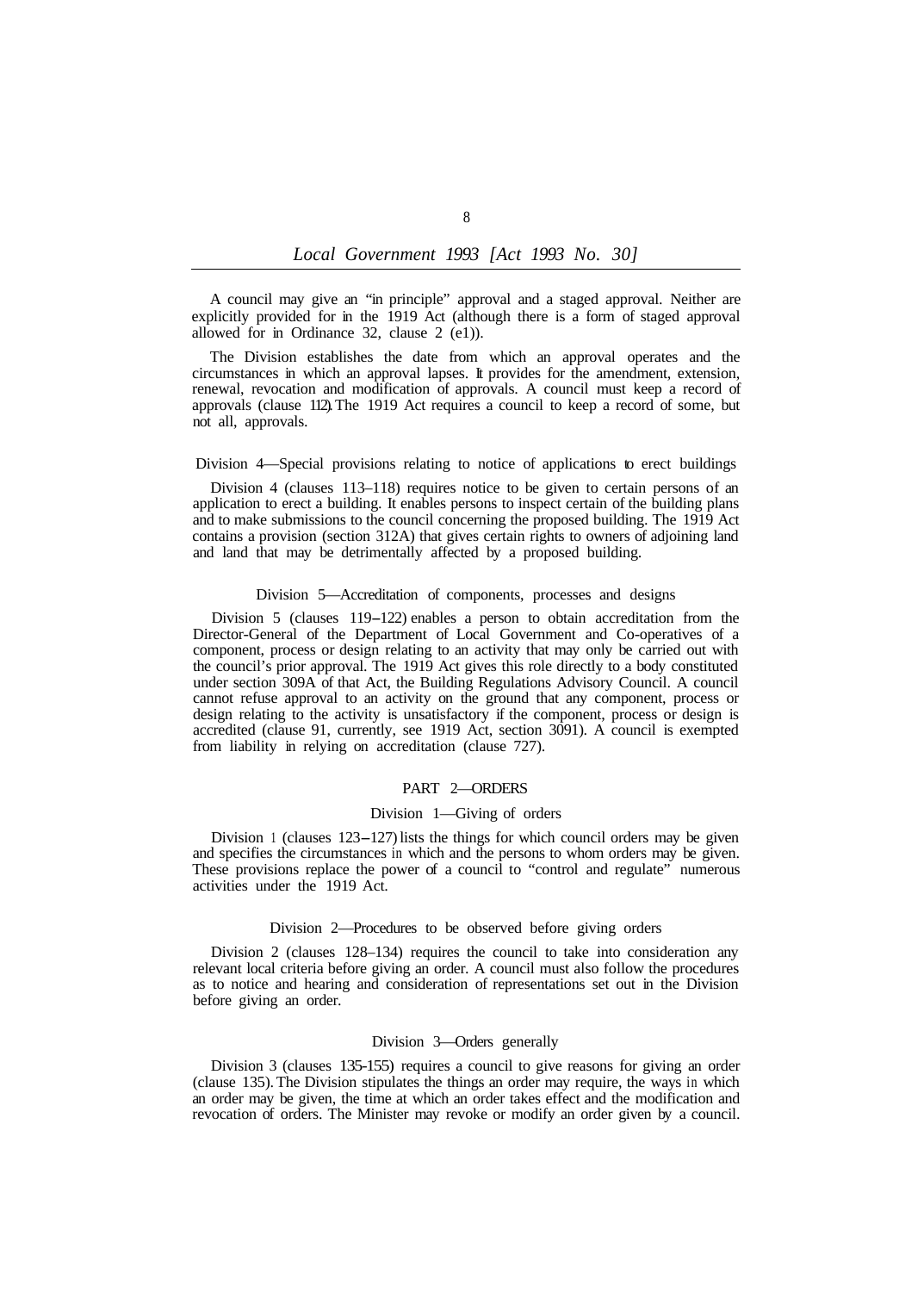A council may give an "in principle" approval and a staged approval. Neither are explicitly provided for in the 1919 Act (although there is a form of staged approval allowed for in Ordinance 32, clause 2 (e1)).

The Division establishes the date from which an approval operates and the circumstances in which an approval lapses. It provides for the amendment, extension, renewal, revocation and modification of approvals. A council must keep a record of approvals (clause 112). The 1919 Act requires a council to keep a record of some, but not all, approvals.

### Division 4—Special provisions relating to notice of applications to erect buildings

Division 4 (clauses 113–118) requires notice to be given to certain persons of an application to erect a building. It enables persons to inspect certain of the building plans and to make submissions to the council concerning the proposed building. The 1919 Act contains a provision (section 312A) that gives certain rights to owners of adjoining land and land that may be detrimentally affected by a proposed building.

### Division 5—Accreditation of components, processes and designs

Division 5 (clauses 119–122) enables a person to obtain accreditation from the Director-General of the Department of Local Government and Co-operatives of a component, process or design relating to an activity that may only be carried out with the council's prior approval. The 1919 Act gives this role directly to a body constituted under section 309A of that Act, the Building Regulations Advisory Council. A council cannot refuse approval to an activity on the ground that any component, process or design relating to the activity is unsatisfactory if the component, process or design is accredited (clause 91, currently, see 1919 Act, section 3091). A council is exempted from liability in relying on accreditation (clause 727).

## PART 2—ORDERS

### Division 1—Giving of orders

Division 1 (clauses 123–127) lists the things for which council orders may be given and specifies the circumstances in which and the persons to whom orders may be given. These provisions replace the power of a council to "control and regulate" numerous activities under the 1919 Act.

### Division 2—Procedures to be observed before giving orders

Division 2 (clauses 128–134) requires the council to take into consideration any relevant local criteria before giving an order. A council must also follow the procedures as to notice and hearing and consideration of representations set out in the Division before giving an order.

### Division 3—Orders generally

Division 3 (clauses 135-155) requires a council to give reasons for giving an order (clause 135). The Division stipulates the things an order may require, the ways in which an order may be given, the time at which an order takes effect and the modification and revocation of orders. The Minister may revoke or modify an order given by a council.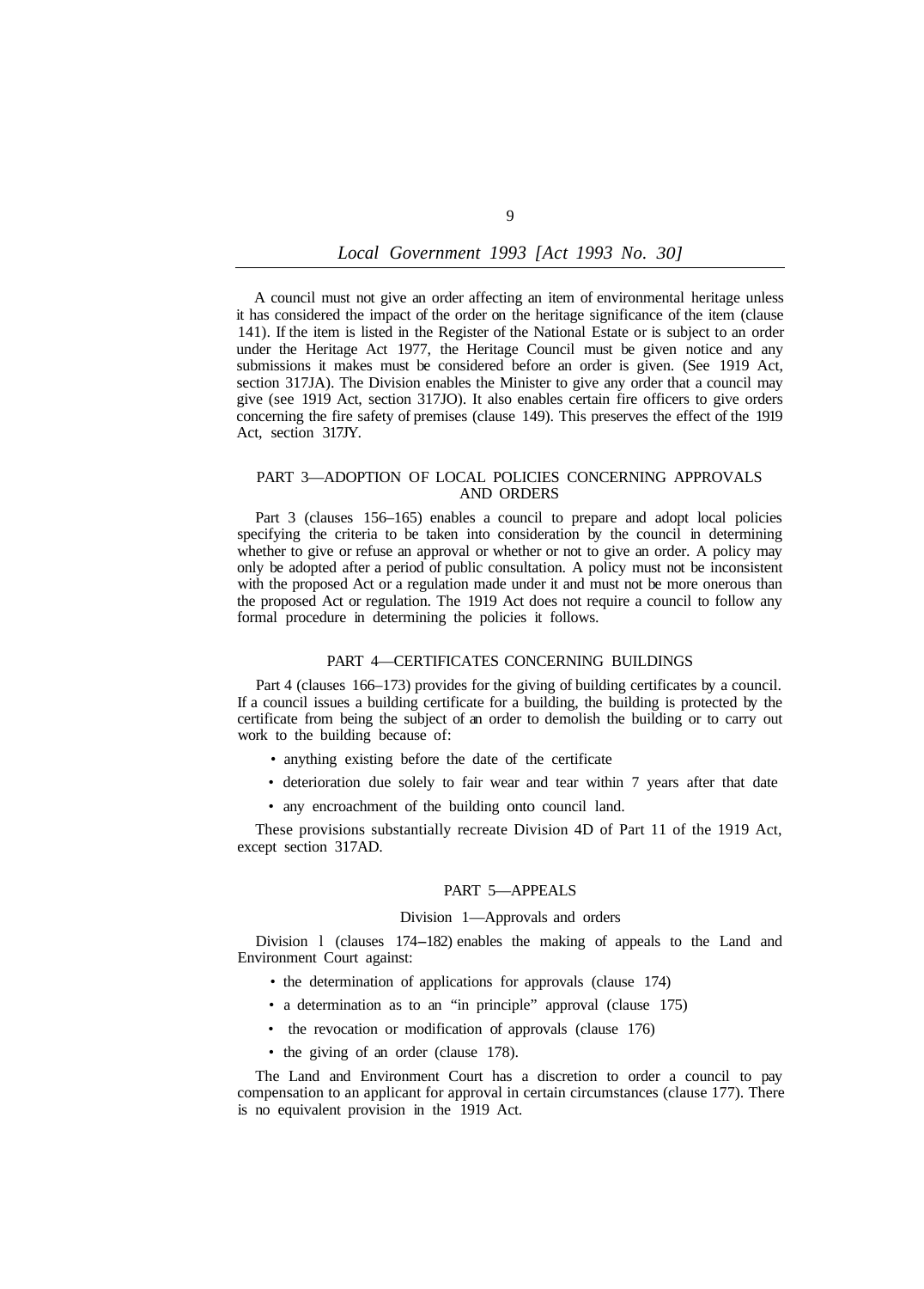A council must not give an order affecting an item of environmental heritage unless it has considered the impact of the order on the heritage significance of the item (clause 141). If the item is listed in the Register of the National Estate or is subject to an order under the Heritage Act 1977, the Heritage Council must be given notice and any submissions it makes must be considered before an order is given. (See 1919 Act, section 317JA). The Division enables the Minister to give any order that a council may give (see 1919 Act, section 317JO). It also enables certain fire officers to give orders concerning the fire safety of premises (clause 149). This preserves the effect of the 1919 Act, section 317JY.

## PART 3—ADOPTION OF LOCAL POLICIES CONCERNING APPROVALS AND ORDERS

Part 3 (clauses 156–165) enables a council to prepare and adopt local policies specifying the criteria to be taken into consideration by the council in determining whether to give or refuse an approval or whether or not to give an order. A policy may only be adopted after a period of public consultation. A policy must not be inconsistent with the proposed Act or a regulation made under it and must not be more onerous than the proposed Act or regulation. The 1919 Act does not require a council to follow any formal procedure in determining the policies it follows.

## PART 4—CERTIFICATES CONCERNING BUILDINGS

Part 4 (clauses 166–173) provides for the giving of building certificates by a council. If a council issues a building certificate for a building, the building is protected by the certificate from being the subject of an order to demolish the building or to carry out work to the building because of:

- anything existing before the date of the certificate
- deterioration due solely to fair wear and tear within 7 years after that date
- any encroachment of the building onto council land.

These provisions substantially recreate Division 4D of Part 11 of the 1919 Act, except section 317AD.

## PART 5—APPEALS

### Division 1—Approvals and orders

Division 1 (clauses 174–182) enables the making of appeals to the Land and Environment Court against:

- the determination of applications for approvals (clause 174)
- a determination as to an "in principle" approval (clause 175)
- the revocation or modification of approvals (clause 176)
- the giving of an order (clause 178).

The Land and Environment Court has a discretion to order a council to pay compensation to an applicant for approval in certain circumstances (clause 177). There is no equivalent provision in the 1919 Act.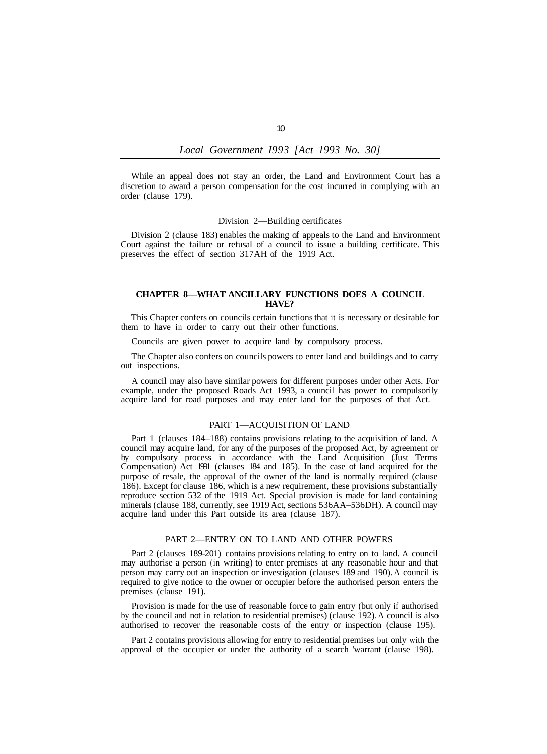While an appeal does not stay an order, the Land and Environment Court has a discretion to award a person compensation for the cost incurred in complying with an order (clause 179).

### Division 2—Building certificates

Division 2 (clause 183) enables the making of appeals to the Land and Environment Court against the failure or refusal of a council to issue a building certificate. This preserves the effect of section 317AH of the 1919 Act.

## CHAPTER 8—WHAT ANCILLARY FUNCTIONS DOES A COUNCIL HAVE?

This Chapter confers on councils certain functions that it is necessary or desirable for them to have in order to carry out their other functions.

Councils are given power to acquire land by compulsory process.

The Chapter also confers on councils powers to enter land and buildings and to carry out inspections.

A council may also have similar powers for different purposes under other Acts. For example, under the proposed Roads Act 1993, a council has power to compulsorily acquire land for road purposes and may enter land for the purposes of that Act.

### PART 1—ACQUISITION OF LAND

Part 1 (clauses 184–188) contains provisions relating to the acquisition of land. A council may acquire land, for any of the purposes of the proposed Act, by agreement or by compulsory process in accordance with the Land Acquisition (Just Terms Compensation) Act 1991 (clauses 184 and 185). In the case of land acquired for the purpose of resale, the approval of the owner of the land is normally required (clause 186). Except for clause 186, which is a new requirement, these provisions substantially reproduce section 532 of the 1919 Act. Special provision is made for land containing minerals (clause 188, currently, see 1919 Act, sections 536AA–536DH). A council may acquire land under this Part outside its area (clause 187).

### PART 2—ENTRY ON TO LAND AND OTHER POWERS

Part 2 (clauses 189-201) contains provisions relating to entry on to land. A council may authorise a person (in writing) to enter premises at any reasonable hour and that person may carry out an inspection or investigation (clauses 189 and 190). A council is required to give notice to the owner or occupier before the authorised person enters the premises (clause 191).

Provision is made for the use of reasonable force to gain entry (but only if authorised by the council and not in relation to residential premises) (clause 192). A council is also authorised to recover the reasonable costs of the entry or inspection (clause 195).

Part 2 contains provisions allowing for entry to residential premises but only with the approval of the occupier or under the authority of a search warrant (clause 198).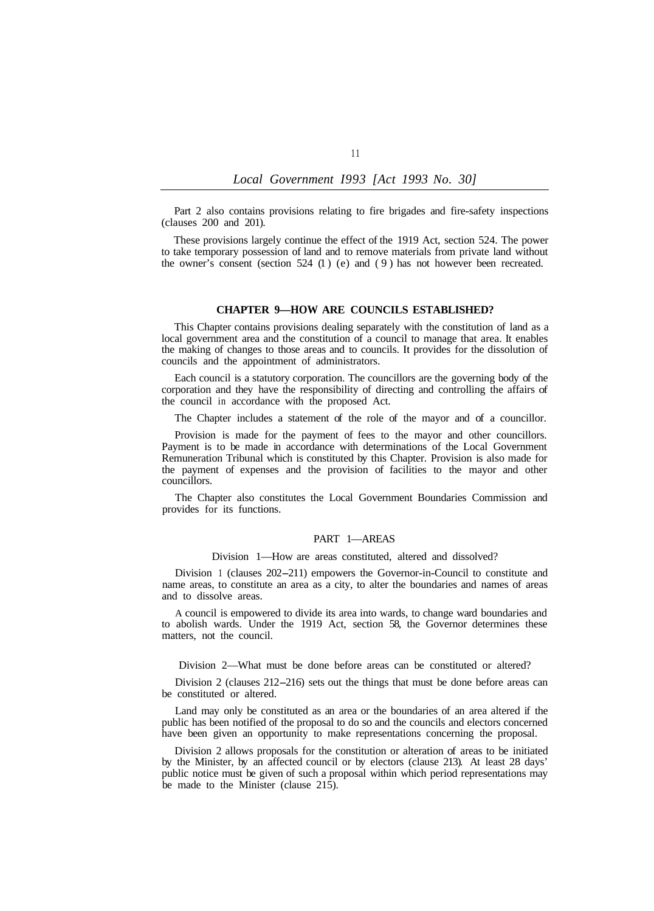Part 2 also contains provisions relating to fire brigades and fire-safety inspections (clauses 200 and 201).

These provisions largely continue the effect of the 1919 Act, section 524. The power to take temporary possession of land and to remove materials from private land without the owner's consent (section 524 (1) (e) and (9) has not however been recreated.

## CHAPTER 9—HOW ARE COUNCILS ESTABLISHED?

This Chapter contains provisions dealing separately with the constitution of land as a local government area and the constitution of a council to manage that area. It enables the making of changes to those areas and to councils. It provides for the dissolution of councils and the appointment of administrators.

Each council is a statutory corporation. The councillors are the governing body of the corporation and they have the responsibility of directing and controlling the affairs of the council in accordance with the proposed Act.

The Chapter includes a statement of the role of the mayor and of a councillor.

Provision is made for the payment of fees to the mayor and other councillors. Payment is to be made in accordance with determinations of the Local Government Remuneration Tribunal which is constituted by this Chapter. Provision is also made for the payment of expenses and the provision of facilities to the mayor and other councillors.

The Chapter also constitutes the Local Government Boundaries Commission and provides for its functions.

### PART 1—AREAS

#### Division 1—How are areas constituted, altered and dissolved?

Division 1 (clauses 202–211) empowers the Governor-in-Council to constitute and name areas, to constitute an area as a city, to alter the boundaries and names of areas and to dissolve areas.

A council is empowered to divide its area into wards, to change ward boundaries and to abolish wards. Under the 1919 Act, section 58, the Governor determines these matters, not the council.

#### Division 2—What must be done before areas can be constituted or altered?

Division 2 (clauses 212–216) sets out the things that must be done before areas can be constituted or altered.

Land may only be constituted as an area or the boundaries of an area altered if the public has been notified of the proposal to do so and the councils and electors concerned have been given an opportunity to make representations concerning the proposal.

Division 2 allows proposals for the constitution or alteration of areas to be initiated by the Minister, by an affected council or by electors (clause 213). At least 28 days' public notice must be given of such a proposal within which period representations may be made to the Minister (clause 215).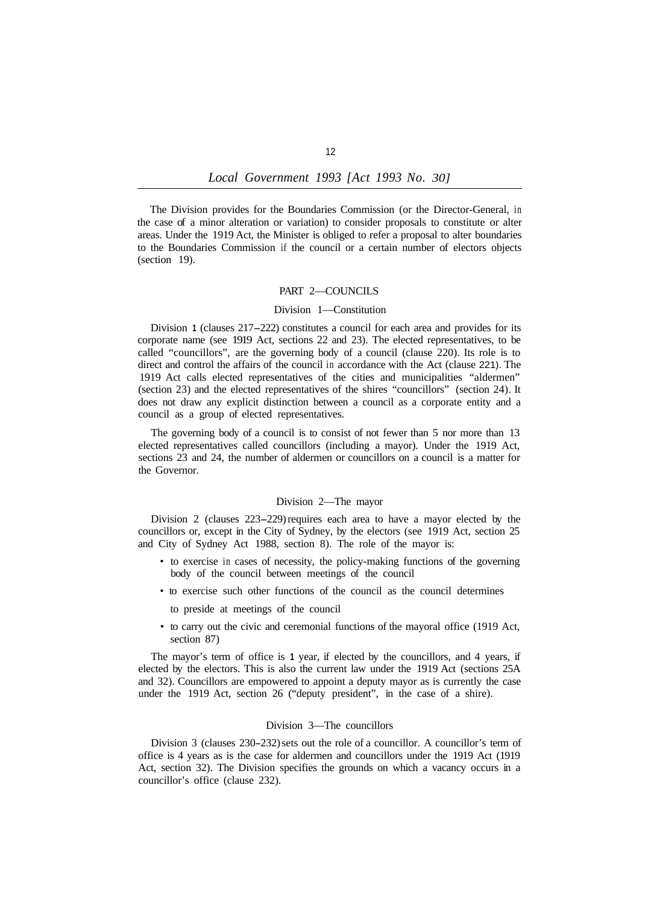The Division provides for the Boundaries Commission (or the Director-General, in the case of a minor alteration or variation) to consider proposals to constitute or alter areas. Under the 1919 Act, the Minister is obliged to refer a proposal to alter boundaries to the Boundaries Commission if the council or a certain number of electors objects (section 19).

## PART 2—COUNCILS

### Division 1—Constitution

Division 1 (clauses 217–222) constitutes a council for each area and provides for its corporate name (see 1919 Act, sections 22 and 23). The elected representatives, to be called "councillors", are the governing body of a council (clause 220). Its role is to direct and control the affairs of the council in accordance with the Act (clause 221). The 1919 Act calls elected representatives of the cities and municipalities "aldermen" (section 23) and the elected representatives of the shires "councillors" (section 24). It does not draw any explicit distinction between a council as a corporate entity and a council as a group of elected representatives.

The governing body of a council is to consist of not fewer than 5 nor more than 13 elected representatives called councillors (including a mayor). Under the 1919 Act, sections 23 and 24, the number of aldermen or councillors on a council is a matter for the Governor.

### Division 2—The mayor

Division 2 (clauses 223–229) requires each area to have a mayor elected by the councillors or, except in the City of Sydney, by the electors (see 1919 Act, section 25 and City of Sydney Act 1988, section 8). The role of the mayor is:

- to exercise in cases of necessity, the policy-making functions of the governing body of the council between meetings of the council
- to exercise such other functions of the council as the council determines
- to preside at meetings of the council
- to carry out the civic and ceremonial functions of the mayoral office (1919 Act, section 87)

The mayor's term of office is 1 year, if elected by the councillors, and 4 years, if elected by the electors. This is also the current law under the 1919 Act (sections 25A and 32). Councillors are empowered to appoint a deputy mayor as is currently the case under the 1919 Act, section 26 ("deputy president", in the case of a shire).

### Division 3—The councillors

Division 3 (clauses 230–232) sets out the role of a councillor. A councillor's term of office is 4 years as is the case for aldermen and councillors under the 1919 Act (1919 Act, section 32). The Division specifies the grounds on which a vacancy occurs in a councillor's office (clause 232).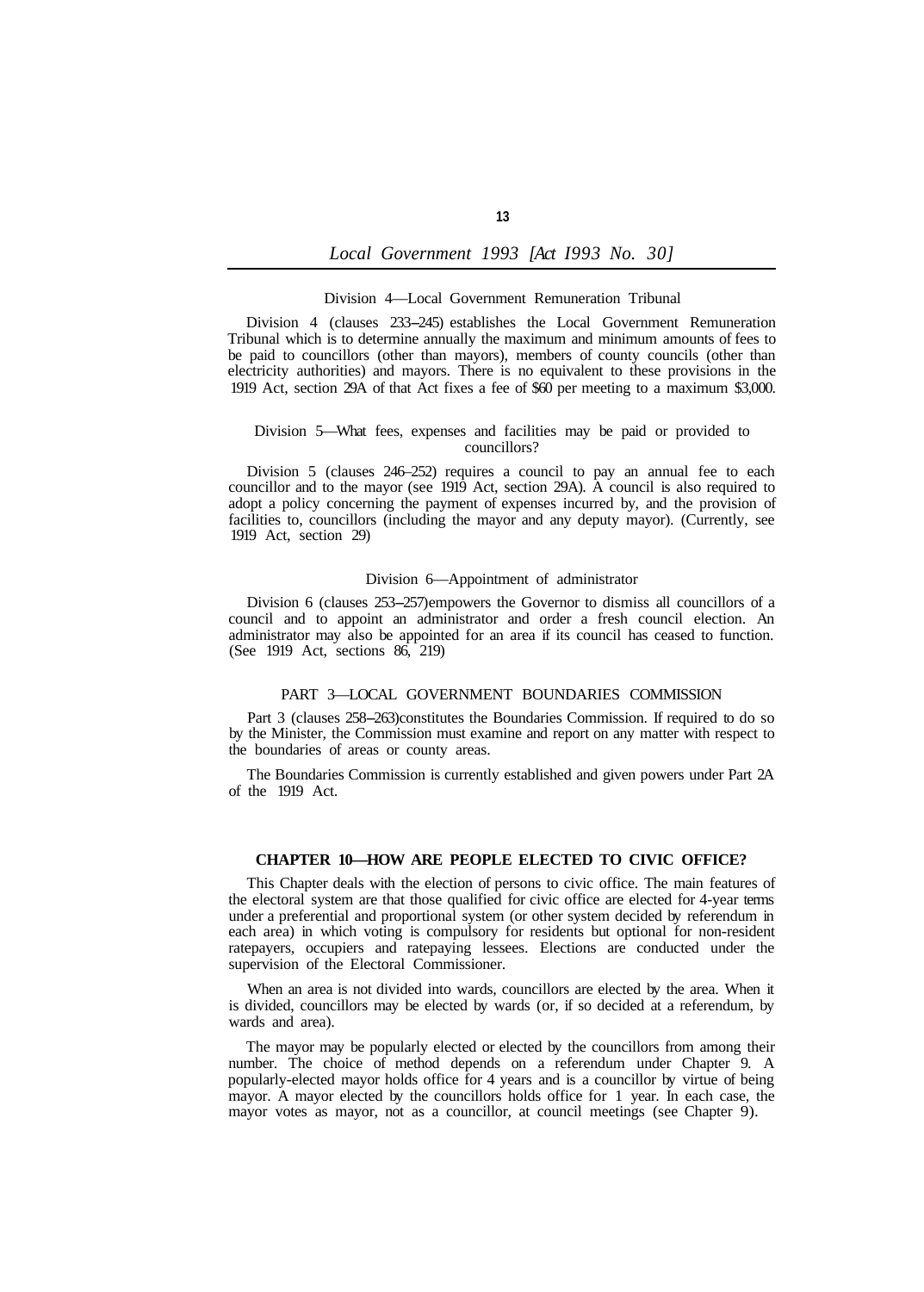### Division 4—Local Government Remuneration Tribunal

Division 4 (clauses 233–245) establishes the Local Government Remuneration Tribunal which is to determine annually the maximum and minimum amounts of fees to be paid to councillors (other than mayors), members of county councils (other than electricity authorities) and mayors. There is no equivalent to these provisions in the 1919 Act, section 29A of that Act fixes a fee of $60 per meeting to a maximum $3,000.

### Division 5—What fees, expenses and facilities may be paid or provided to councillors?

Division 5 (clauses 246–252) requires a council to pay an annual fee to each councillor and to the mayor (see 1919 Act, section 29A). A council is also required to adopt a policy concerning the payment of expenses incurred by, and the provision of facilities to, councillors (including the mayor and any deputy mayor). (Currently, see 1919 Act, section 29)

### Division 6—Appointment of administrator

Division 6 (clauses 253–257) empowers the Governor to dismiss all councillors of a council and to appoint an administrator and order a fresh council election. An administrator may also be appointed for an area if its council has ceased to function. (See 1919 Act, sections 86, 219)

### PART 3—LOCAL GOVERNMENT BOUNDARIES COMMISSION

Part 3 (clauses 258–263) constitutes the Boundaries Commission. If required to do so by the Minister, the Commission must examine and report on any matter with respect to the boundaries of areas or county areas.

The Boundaries Commission is currently established and given powers under Part 2A of the 1919 Act.

## CHAPTER 10—HOW ARE PEOPLE ELECTED TO CIVIC OFFICE?

This Chapter deals with the election of persons to civic office. The main features of the electoral system are that those qualified for civic office are elected for 4-year terms under a preferential and proportional system (or other system decided by referendum in each area) in which voting is compulsory for residents but optional for non-resident ratepayers, occupiers and ratepaying lessees. Elections are conducted under the supervision of the Electoral Commissioner.

When an area is not divided into wards, councillors are elected by the area. When it is divided, councillors may be elected by wards (or, if so decided at a referendum, by wards and area).

The mayor may be popularly elected or elected by the councillors from among their number. The choice of method depends on a referendum under Chapter 9. A popularly-elected mayor holds office for 4 years and is a councillor by virtue of being mayor. A mayor elected by the councillors holds office for 1 year. In each case, the mayor votes as mayor, not as a councillor, at council meetings (see Chapter 9).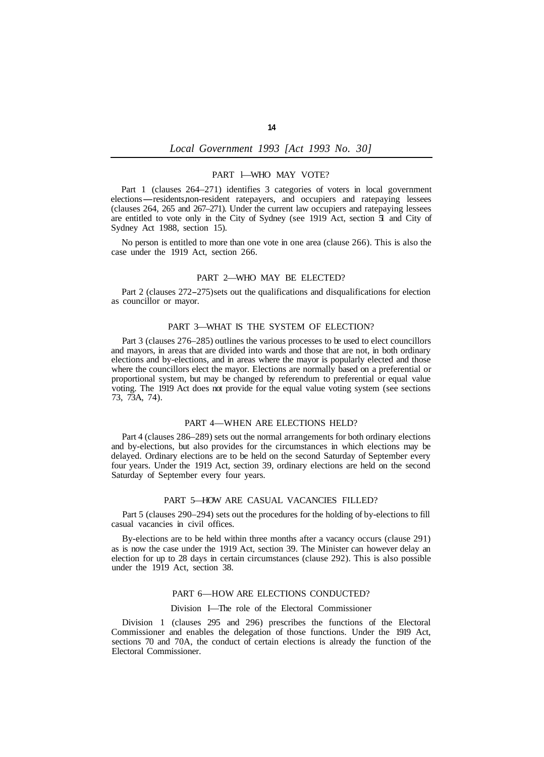## PART 1—WHO MAY VOTE?

Part 1 (clauses 264–271) identifies 3 categories of voters in local government elections—residents, non-resident ratepayers, and occupiers and ratepaying lessees (clauses 264, 265 and 267–271). Under the current law occupiers and ratepaying lessees are entitled to vote only in the City of Sydney (see 1919 Act, section 51 and City of Sydney Act 1988, section 15).

No person is entitled to more than one vote in one area (clause 266). This is also the case under the 1919 Act, section 266.

## PART 2—WHO MAY BE ELECTED?

Part 2 (clauses 272–275) sets out the qualifications and disqualifications for election as councillor or mayor.

## PART 3—WHAT IS THE SYSTEM OF ELECTION?

Part 3 (clauses 276–285) outlines the various processes to be used to elect councillors and mayors, in areas that are divided into wards and those that are not, in both ordinary elections and by-elections, and in areas where the mayor is popularly elected and those where the councillors elect the mayor. Elections are normally based on a preferential or proportional system, but may be changed by referendum to preferential or equal value voting. The 1919 Act does not provide for the equal value voting system (see sections 73, 73A, 74).

## PART 4—WHEN ARE ELECTIONS HELD?

Part 4 (clauses 286–289) sets out the normal arrangements for both ordinary elections and by-elections, but also provides for the circumstances in which elections may be delayed. Ordinary elections are to be held on the second Saturday of September every four years. Under the 1919 Act, section 39, ordinary elections are held on the second Saturday of September every four years.

## PART 5—HOW ARE CASUAL VACANCIES FILLED?

Part 5 (clauses 290–294) sets out the procedures for the holding of by-elections to fill casual vacancies in civil offices.

By-elections are to be held within three months after a vacancy occurs (clause 291) as is now the case under the 1919 Act, section 39. The Minister can however delay an election for up to 28 days in certain circumstances (clause 292). This is also possible under the 1919 Act, section 38.

## PART 6—HOW ARE ELECTIONS CONDUCTED?

### Division 1—The role of the Electoral Commissioner

Division 1 (clauses 295 and 296) prescribes the functions of the Electoral Commissioner and enables the delegation of those functions. Under the 1919 Act, sections 70 and 70A, the conduct of certain elections is already the function of the Electoral Commissioner.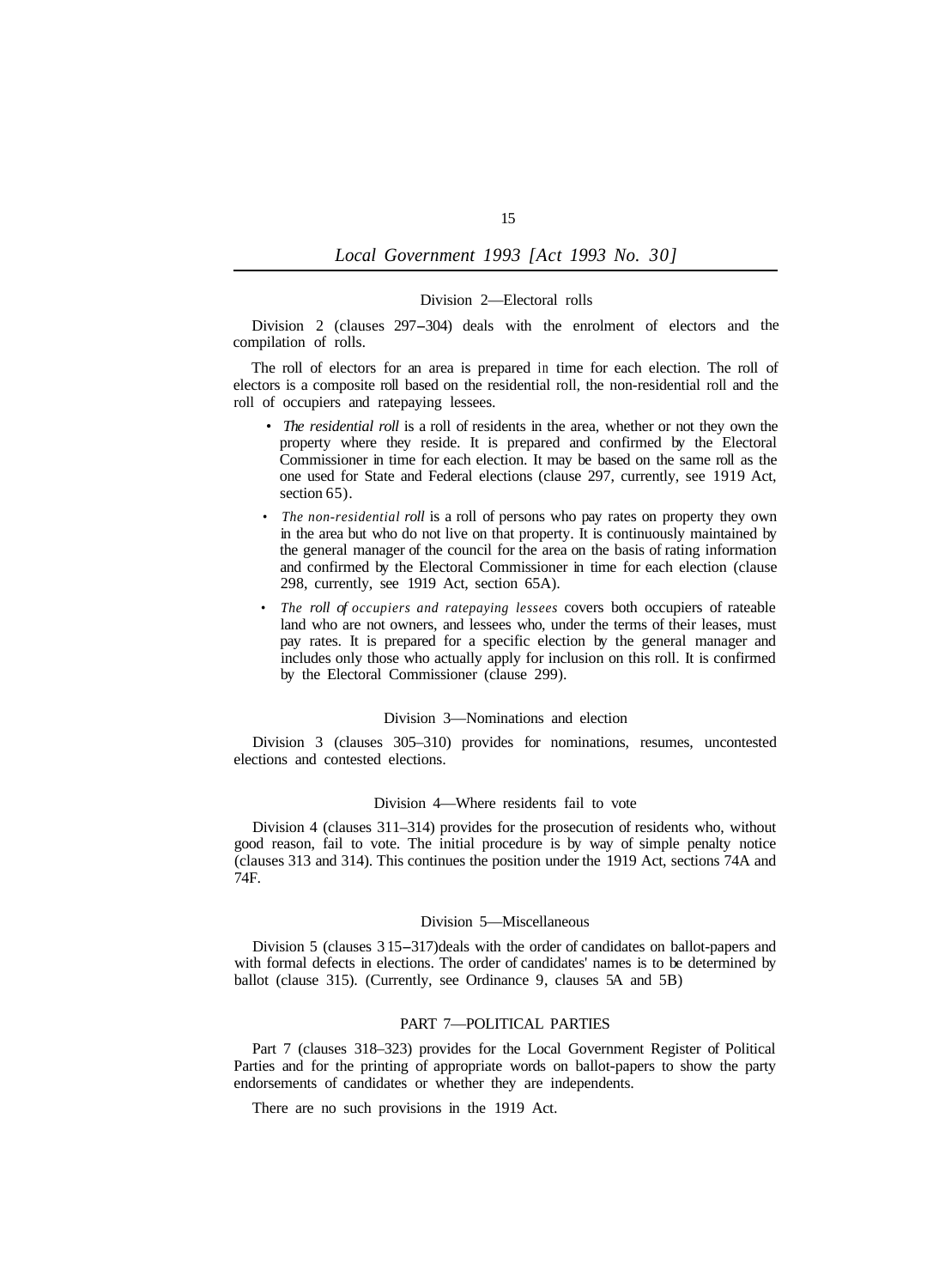#### Division 2—Electoral rolls

Division 2 (clauses 297–304) deals with the enrolment of electors and the compilation of rolls.

The roll of electors for an area is prepared in time for each election. The roll of electors is a composite roll based on the residential roll, the non-residential roll and the roll of occupiers and ratepaying lessees.

- *The residential roll* is a roll of residents in the area, whether or not they own the property where they reside. It is prepared and confirmed by the Electoral Commissioner in time for each election. It may be based on the same roll as the one used for State and Federal elections (clause 297, currently, see 1919 Act, section 65).
- *The non-residential roll* is a roll of persons who pay rates on property they own in the area but who do not live on that property. It is continuously maintained by the general manager of the council for the area on the basis of rating information and confirmed by the Electoral Commissioner in time for each election (clause 298, currently, see 1919 Act, section 65A).
- *The roll of occupiers and ratepaying lessees* covers both occupiers of rateable land who are not owners, and lessees who, under the terms of their leases, must pay rates. It is prepared for a specific election by the general manager and includes only those who actually apply for inclusion on this roll. It is confirmed by the Electoral Commissioner (clause 299).

#### Division 3—Nominations and election

Division 3 (clauses 305–310) provides for nominations, resumes, uncontested elections and contested elections.

#### Division 4—Where residents fail to vote

Division 4 (clauses 311–314) provides for the prosecution of residents who, without good reason, fail to vote. The initial procedure is by way of simple penalty notice (clauses 313 and 314). This continues the position under the 1919 Act, sections 74A and 74F.

#### Division 5—Miscellaneous

Division 5 (clauses 315–317) deals with the order of candidates on ballot-papers and with formal defects in elections. The order of candidates' names is to be determined by ballot (clause 315). (Currently, see Ordinance 9, clauses 5A and 5B)

### PART 7—POLITICAL PARTIES

Part 7 (clauses 318–323) provides for the Local Government Register of Political Parties and for the printing of appropriate words on ballot-papers to show the party endorsements of candidates or whether they are independents.

There are no such provisions in the 1919 Act.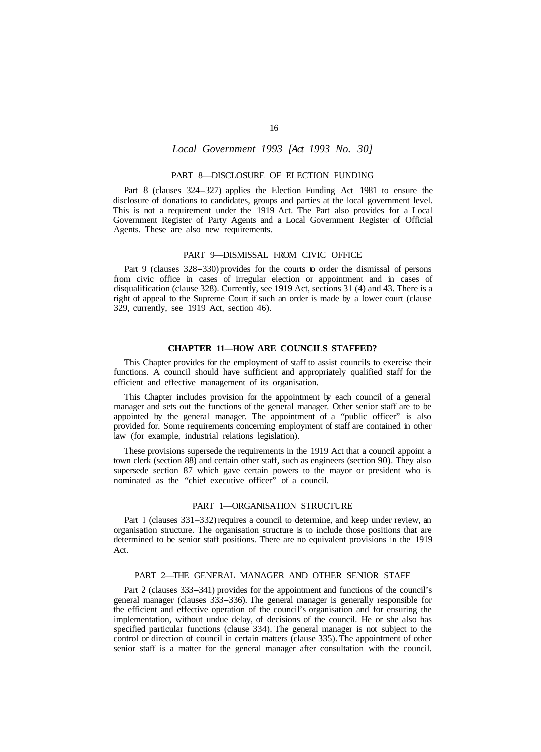### PART 8—DISCLOSURE OF ELECTION FUNDING

Part 8 (clauses 324–327) applies the Election Funding Act 1981 to ensure the disclosure of donations to candidates, groups and parties at the local government level. This is not a requirement under the 1919 Act. The Part also provides for a Local Government Register of Party Agents and a Local Government Register of Official Agents. These are also new requirements.

### PART 9—DISMISSAL FROM CIVIC OFFICE

Part 9 (clauses 328–330) provides for the courts to order the dismissal of persons from civic office in cases of irregular election or appointment and in cases of disqualification (clause 328). Currently, see 1919 Act, sections 31 (4) and 43. There is a right of appeal to the Supreme Court if such an order is made by a lower court (clause 329, currently, see 1919 Act, section 46).

## CHAPTER 11—HOW ARE COUNCILS STAFFED?

This Chapter provides for the employment of staff to assist councils to exercise their functions. A council should have sufficient and appropriately qualified staff for the efficient and effective management of its organisation.

This Chapter includes provision for the appointment by each council of a general manager and sets out the functions of the general manager. Other senior staff are to be appointed by the general manager. The appointment of a "public officer" is also provided for. Some requirements concerning employment of staff are contained in other law (for example, industrial relations legislation).

These provisions supersede the requirements in the 1919 Act that a council appoint a town clerk (section 88) and certain other staff, such as engineers (section 90). They also supersede section 87 which gave certain powers to the mayor or president who is nominated as the "chief executive officer" of a council.

### PART 1—ORGANISATION STRUCTURE

Part 1 (clauses 331–332) requires a council to determine, and keep under review, an organisation structure. The organisation structure is to include those positions that are determined to be senior staff positions. There are no equivalent provisions in the 1919 Act.

### PART 2—THE GENERAL MANAGER AND OTHER SENIOR STAFF

Part 2 (clauses 333–341) provides for the appointment and functions of the council's general manager (clauses 333–336). The general manager is generally responsible for the efficient and effective operation of the council's organisation and for ensuring the implementation, without undue delay, of decisions of the council. He or she also has specified particular functions (clause 334). The general manager is not subject to the control or direction of council in certain matters (clause 335). The appointment of other senior staff is a matter for the general manager after consultation with the council.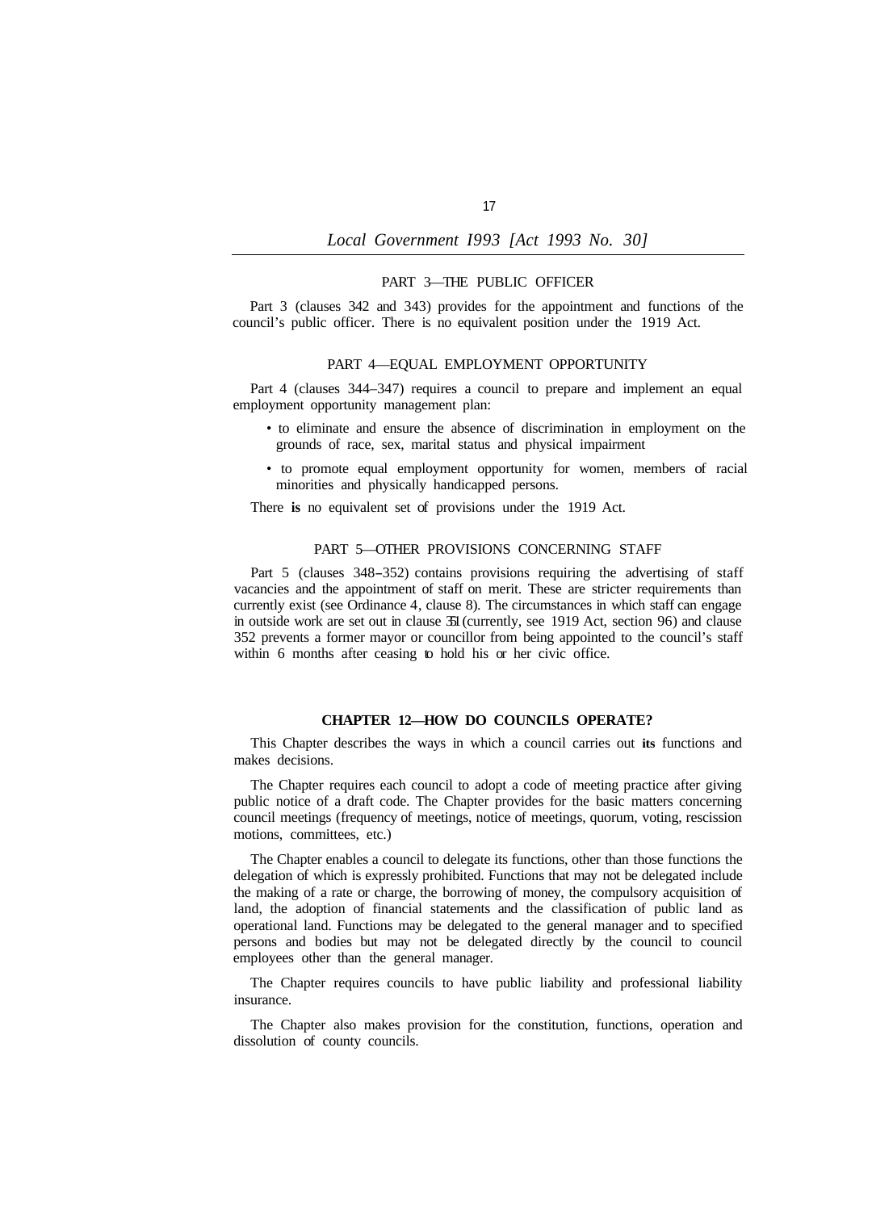## PART 3—THE PUBLIC OFFICER

Part 3 (clauses 342 and 343) provides for the appointment and functions of the council's public officer. There is no equivalent position under the 1919 Act.

## PART 4—EQUAL EMPLOYMENT OPPORTUNITY

Part 4 (clauses 344–347) requires a council to prepare and implement an equal employment opportunity management plan:

- to eliminate and ensure the absence of discrimination in employment on the grounds of race, sex, marital status and physical impairment
- to promote equal employment opportunity for women, members of racial minorities and physically handicapped persons.

There **is** no equivalent set of provisions under the 1919 Act.

## PART 5—OTHER PROVISIONS CONCERNING STAFF

Part 5 (clauses 348–352) contains provisions requiring the advertising of staff vacancies and the appointment of staff on merit. These are stricter requirements than currently exist (see Ordinance 4, clause 8). The circumstances in which staff can engage in outside work are set out in clause 351 (currently, see 1919 Act, section 96) and clause 352 prevents a former mayor or councillor from being appointed to the council's staff within 6 months after ceasing to hold his or her civic office.

# CHAPTER 12—HOW DO COUNCILS OPERATE?

This Chapter describes the ways in which a council carries out **its** functions and makes decisions.

The Chapter requires each council to adopt a code of meeting practice after giving public notice of a draft code. The Chapter provides for the basic matters concerning council meetings (frequency of meetings, notice of meetings, quorum, voting, rescission motions, committees, etc.)

The Chapter enables a council to delegate its functions, other than those functions the delegation of which is expressly prohibited. Functions that may not be delegated include the making of a rate or charge, the borrowing of money, the compulsory acquisition of land, the adoption of financial statements and the classification of public land as operational land. Functions may be delegated to the general manager and to specified persons and bodies but may not be delegated directly by the council to council employees other than the general manager.

The Chapter requires councils to have public liability and professional liability insurance.

The Chapter also makes provision for the constitution, functions, operation and dissolution of county councils.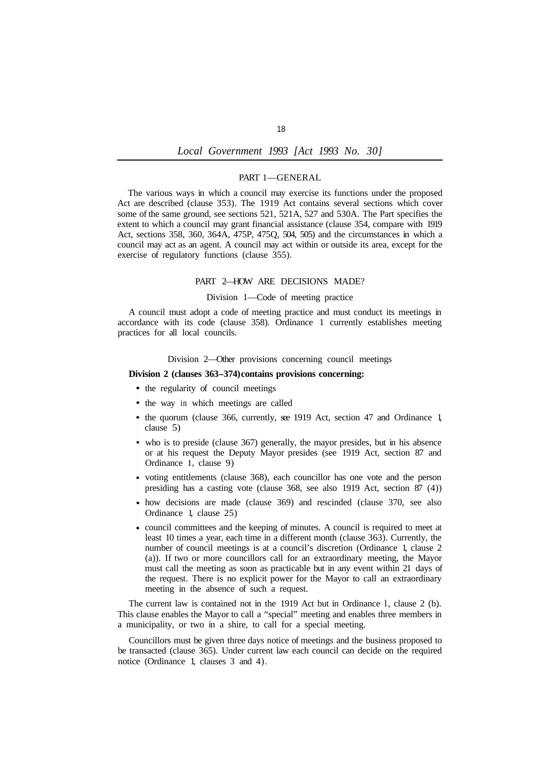## PART 1—GENERAL

The various ways in which a council may exercise its functions under the proposed Act are described (clause 353). The 1919 Act contains several sections which cover some of the same ground, see sections 521, 521A, 527 and 530A. The Part specifies the extent to which a council may grant financial assistance (clause 354, compare with 1919 Act, sections 358, 360, 364A, 475P, 475Q, 504, 505) and the circumstances in which a council may act as an agent. A council may act within or outside its area, except for the exercise of regulatory functions (clause 355).

## PART 2—HOW ARE DECISIONS MADE?

### Division 1—Code of meeting practice

A council must adopt a code of meeting practice and must conduct its meetings in accordance with its code (clause 358). Ordinance 1 currently establishes meeting practices for all local councils.

### Division 2—Other provisions concerning council meetings

**Division 2 (clauses 363–374) contains provisions concerning:**

- the regularity of council meetings
- the way in which meetings are called
- the quorum (clause 366, currently, see 1919 Act, section 47 and Ordinance 1, clause 5)
- who is to preside (clause 367) generally, the mayor presides, but in his absence or at his request the Deputy Mayor presides (see 1919 Act, section 87 and Ordinance 1, clause 9)
- voting entitlements (clause 368), each councillor has one vote and the person presiding has a casting vote (clause 368, see also 1919 Act, section 87 (4))
- how decisions are made (clause 369) and rescinded (clause 370, see also Ordinance 1, clause 25)
- council committees and the keeping of minutes. A council is required to meet at least 10 times a year, each time in a different month (clause 363). Currently, the number of council meetings is at a council's discretion (Ordinance 1, clause 2 (a)). If two or more councillors call for an extraordinary meeting, the Mayor must call the meeting as soon as practicable but in any event within 21 days of the request. There is no explicit power for the Mayor to call an extraordinary meeting in the absence of such a request.

The current law is contained not in the 1919 Act but in Ordinance 1, clause 2 (b). This clause enables the Mayor to call a "special" meeting and enables three members in a municipality, or two in a shire, to call for a special meeting.

Councillors must be given three days notice of meetings and the business proposed to be transacted (clause 365). Under current law each council can decide on the required notice (Ordinance 1, clauses 3 and 4).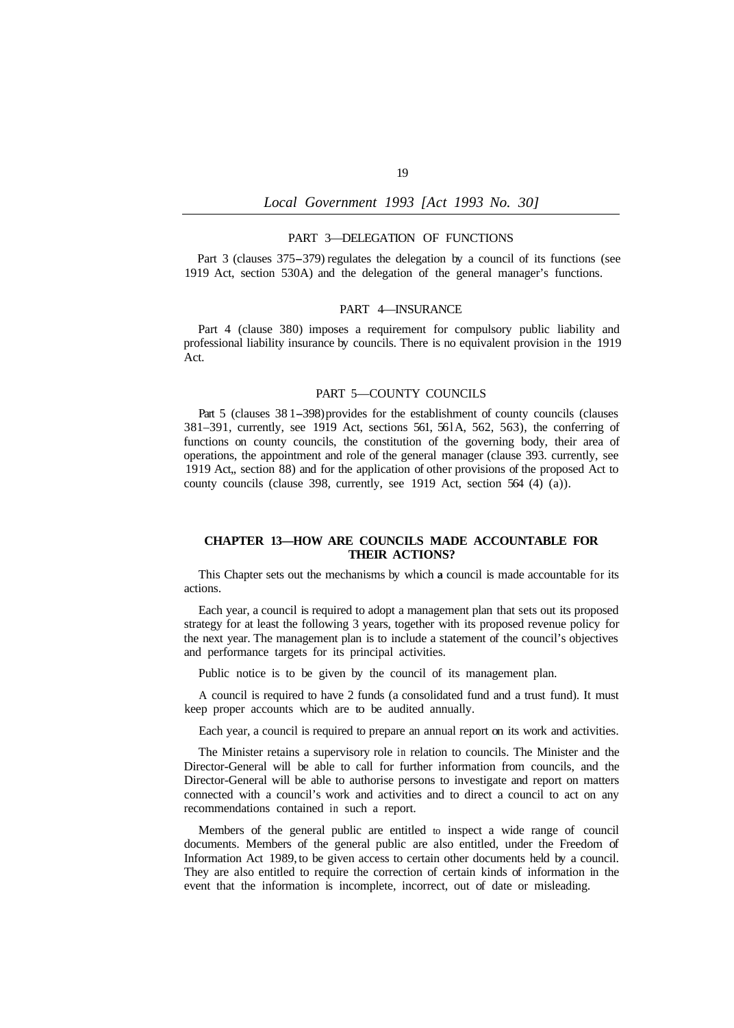## PART 3—DELEGATION OF FUNCTIONS

Part 3 (clauses 375–379) regulates the delegation by a council of its functions (see 1919 Act, section 530A) and the delegation of the general manager's functions.

## PART 4—INSURANCE

Part 4 (clause 380) imposes a requirement for compulsory public liability and professional liability insurance by councils. There is no equivalent provision in the 1919 Act.

## PART 5—COUNTY COUNCILS

Part 5 (clauses 381–398) provides for the establishment of county councils (clauses 381–391, currently, see 1919 Act, sections 561, 561A, 562, 563), the conferring of functions on county councils, the constitution of the governing body, their area of operations, the appointment and role of the general manager (clause 393. currently, see 1919 Act,, section 88) and for the application of other provisions of the proposed Act to county councils (clause 398, currently, see 1919 Act, section 564 (4) (a)).

# CHAPTER 13—HOW ARE COUNCILS MADE ACCOUNTABLE FOR THEIR ACTIONS?

This Chapter sets out the mechanisms by which **a** council is made accountable for its actions.

Each year, a council is required to adopt a management plan that sets out its proposed strategy for at least the following 3 years, together with its proposed revenue policy for the next year. The management plan is to include a statement of the council's objectives and performance targets for its principal activities.

Public notice is to be given by the council of its management plan.

A council is required to have 2 funds (a consolidated fund and a trust fund). It must keep proper accounts which are to be audited annually.

Each year, a council is required to prepare an annual report on its work and activities.

The Minister retains a supervisory role in relation to councils. The Minister and the Director-General will be able to call for further information from councils, and the Director-General will be able to authorise persons to investigate and report on matters connected with a council's work and activities and to direct a council to act on any recommendations contained in such a report.

Members of the general public are entitled to inspect a wide range of council documents. Members of the general public are also entitled, under the Freedom of Information Act 1989, to be given access to certain other documents held by a council. They are also entitled to require the correction of certain kinds of information in the event that the information is incomplete, incorrect, out of date or misleading.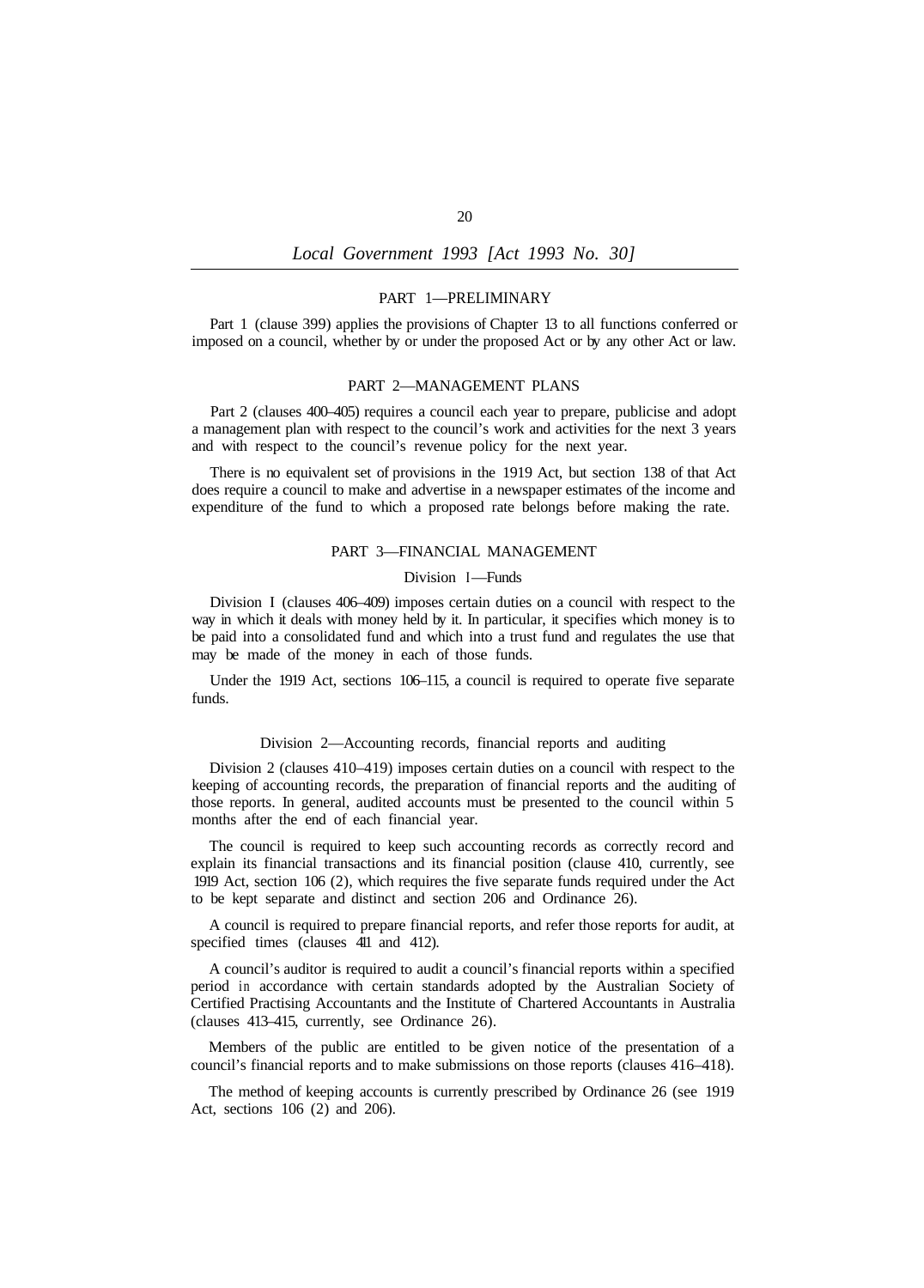## PART 1—PRELIMINARY

Part 1 (clause 399) applies the provisions of Chapter 13 to all functions conferred or imposed on a council, whether by or under the proposed Act or by any other Act or law.

## PART 2—MANAGEMENT PLANS

Part 2 (clauses 400–405) requires a council each year to prepare, publicise and adopt a management plan with respect to the council's work and activities for the next 3 years and with respect to the council's revenue policy for the next year.

There is no equivalent set of provisions in the 1919 Act, but section 138 of that Act does require a council to make and advertise in a newspaper estimates of the income and expenditure of the fund to which a proposed rate belongs before making the rate.

## PART 3—FINANCIAL MANAGEMENT

### Division 1—Funds

Division 1 (clauses 406–409) imposes certain duties on a council with respect to the way in which it deals with money held by it. In particular, it specifies which money is to be paid into a consolidated fund and which into a trust fund and regulates the use that may be made of the money in each of those funds.

Under the 1919 Act, sections 106–115, a council is required to operate five separate funds.

### Division 2—Accounting records, financial reports and auditing

Division 2 (clauses 410–419) imposes certain duties on a council with respect to the keeping of accounting records, the preparation of financial reports and the auditing of those reports. In general, audited accounts must be presented to the council within 5 months after the end of each financial year.

The council is required to keep such accounting records as correctly record and explain its financial transactions and its financial position (clause 410, currently, see 1919 Act, section 106 (2), which requires the five separate funds required under the Act to be kept separate and distinct and section 206 and Ordinance 26).

A council is required to prepare financial reports, and refer those reports for audit, at specified times (clauses 411 and 412).

A council's auditor is required to audit a council's financial reports within a specified period in accordance with certain standards adopted by the Australian Society of Certified Practising Accountants and the Institute of Chartered Accountants in Australia (clauses 413–415, currently, see Ordinance 26).

Members of the public are entitled to be given notice of the presentation of a council's financial reports and to make submissions on those reports (clauses 416–418).

The method of keeping accounts is currently prescribed by Ordinance 26 (see 1919 Act, sections 106 (2) and 206).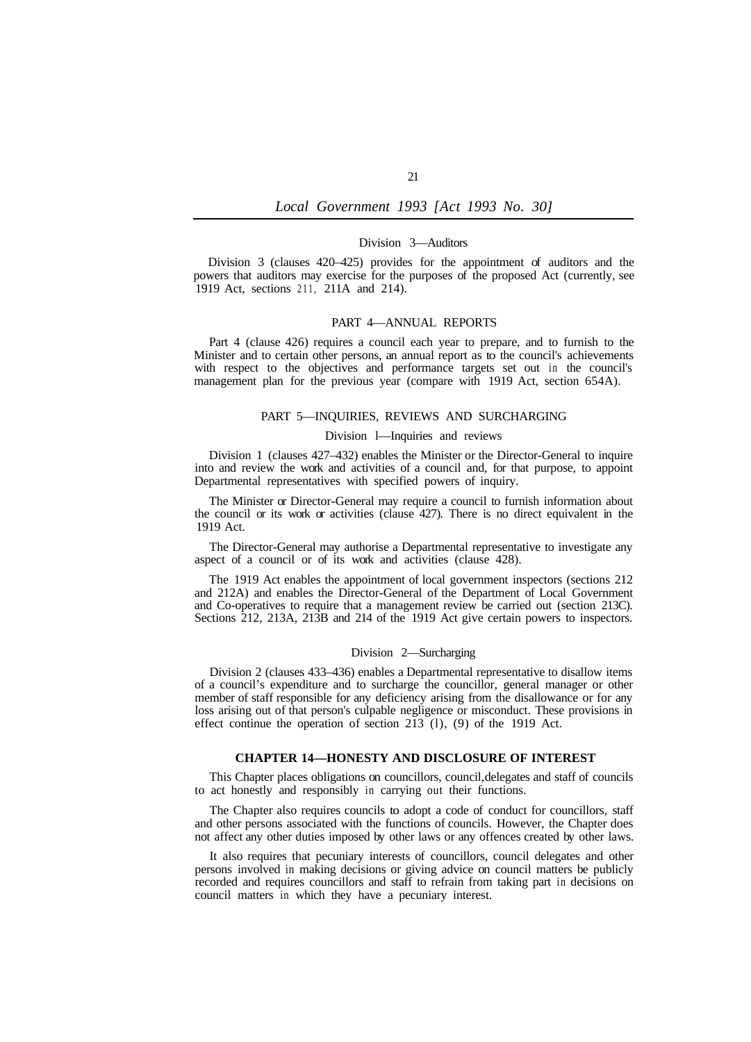### Division 3—Auditors

Division 3 (clauses 420–425) provides for the appointment of auditors and the powers that auditors may exercise for the purposes of the proposed Act (currently, see 1919 Act, sections 211, 211A and 214).

## PART 4—ANNUAL REPORTS

Part 4 (clause 426) requires a council each year to prepare, and to furnish to the Minister and to certain other persons, an annual report as to the council's achievements with respect to the objectives and performance targets set out in the council's management plan for the previous year (compare with 1919 Act, section 654A).

## PART 5—INQUIRIES, REVIEWS AND SURCHARGING

### Division 1—Inquiries and reviews

Division 1 (clauses 427–432) enables the Minister or the Director-General to inquire into and review the work and activities of a council and, for that purpose, to appoint Departmental representatives with specified powers of inquiry.

The Minister or Director-General may require a council to furnish information about the council or its work or activities (clause 427). There is no direct equivalent in the 1919 Act.

The Director-General may authorise a Departmental representative to investigate any aspect of a council or of its work and activities (clause 428).

The 1919 Act enables the appointment of local government inspectors (sections 212 and 212A) and enables the Director-General of the Department of Local Government and Co-operatives to require that a management review be carried out (section 213C). Sections 212, 213A, 213B and 214 of the 1919 Act give certain powers to inspectors.

### Division 2—Surcharging

Division 2 (clauses 433–436) enables a Departmental representative to disallow items of a council's expenditure and to surcharge the councillor, general manager or other member of staff responsible for any deficiency arising from the disallowance or for any loss arising out of that person's culpable negligence or misconduct. These provisions in effect continue the operation of section 213 (1), (9) of the 1919 Act.

## CHAPTER 14—HONESTY AND DISCLOSURE OF INTEREST

This Chapter places obligations on councillors, council delegates and staff of councils to act honestly and responsibly in carrying out their functions.

The Chapter also requires councils to adopt a code of conduct for councillors, staff and other persons associated with the functions of councils. However, the Chapter does not affect any other duties imposed by other laws or any offences created by other laws.

It also requires that pecuniary interests of councillors, council delegates and other persons involved in making decisions or giving advice on council matters be publicly recorded and requires councillors and staff to refrain from taking part in decisions on council matters in which they have a pecuniary interest.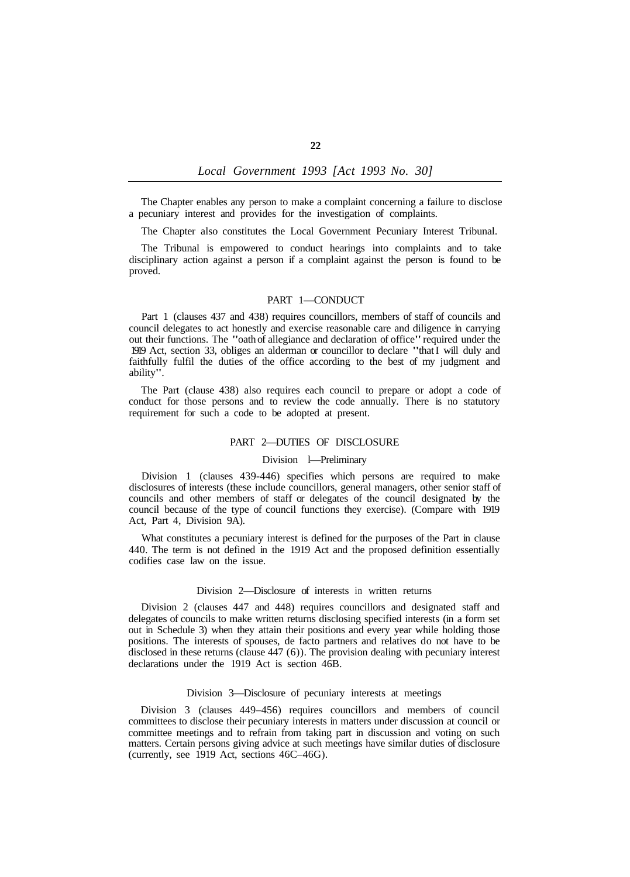The Chapter enables any person to make a complaint concerning a failure to disclose a pecuniary interest and provides for the investigation of complaints.

The Chapter also constitutes the Local Government Pecuniary Interest Tribunal.

The Tribunal is empowered to conduct hearings into complaints and to take disciplinary action against a person if a complaint against the person is found to be proved.

## PART 1—CONDUCT

Part 1 (clauses 437 and 438) requires councillors, members of staff of councils and council delegates to act honestly and exercise reasonable care and diligence in carrying out their functions. The "oath of allegiance and declaration of office" required under the 1919 Act, section 33, obliges an alderman or councillor to declare "that I will duly and faithfully fulfil the duties of the office according to the best of my judgment and ability".

The Part (clause 438) also requires each council to prepare or adopt a code of conduct for those persons and to review the code annually. There is no statutory requirement for such a code to be adopted at present.

## PART 2—DUTIES OF DISCLOSURE

### Division 1—Preliminary

Division 1 (clauses 439-446) specifies which persons are required to make disclosures of interests (these include councillors, general managers, other senior staff of councils and other members of staff or delegates of the council designated by the council because of the type of council functions they exercise). (Compare with 1919 Act, Part 4, Division 9A).

What constitutes a pecuniary interest is defined for the purposes of the Part in clause 440. The term is not defined in the 1919 Act and the proposed definition essentially codifies case law on the issue.

### Division 2—Disclosure of interests in written returns

Division 2 (clauses 447 and 448) requires councillors and designated staff and delegates of councils to make written returns disclosing specified interests (in a form set out in Schedule 3) when they attain their positions and every year while holding those positions. The interests of spouses, de facto partners and relatives do not have to be disclosed in these returns (clause 447 (6)). The provision dealing with pecuniary interest declarations under the 1919 Act is section 46B.

### Division 3—Disclosure of pecuniary interests at meetings

Division 3 (clauses 449–456) requires councillors and members of council committees to disclose their pecuniary interests in matters under discussion at council or committee meetings and to refrain from taking part in discussion and voting on such matters. Certain persons giving advice at such meetings have similar duties of disclosure (currently, see 1919 Act, sections 46C–46G).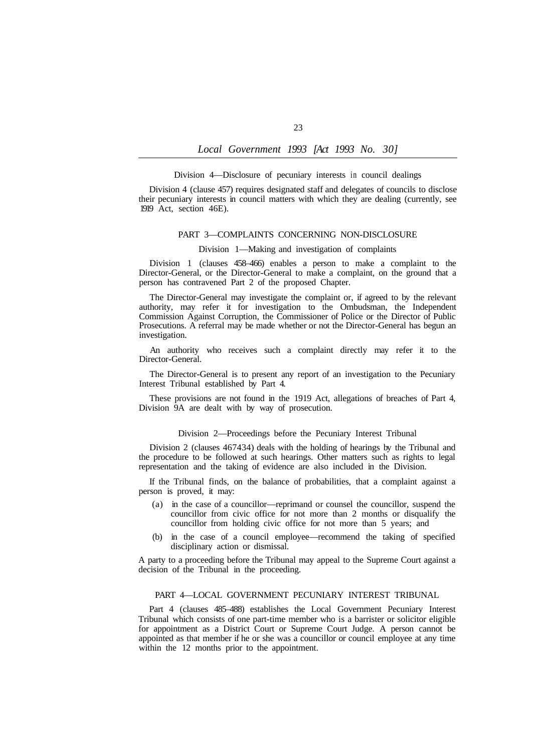Division 4—Disclosure of pecuniary interests in council dealings

Division 4 (clause 457) requires designated staff and delegates of councils to disclose their pecuniary interests in council matters with which they are dealing (currently, see 1919 Act, section 46E).

PART 3—COMPLAINTS CONCERNING NON-DISCLOSURE

Division 1—Making and investigation of complaints

Division 1 (clauses 458–466) enables a person to make a complaint to the Director-General, or the Director-General to make a complaint, on the ground that a person has contravened Part 2 of the proposed Chapter.

The Director-General may investigate the complaint or, if agreed to by the relevant authority, may refer it for investigation to the Ombudsman, the Independent Commission Against Corruption, the Commissioner of Police or the Director of Public Prosecutions. A referral may be made whether or not the Director-General has begun an investigation.

An authority who receives such a complaint directly may refer it to the Director-General.

The Director-General is to present any report of an investigation to the Pecuniary Interest Tribunal established by Part 4.

These provisions are not found in the 1919 Act, allegations of breaches of Part 4, Division 9A are dealt with by way of prosecution.

Division 2—Proceedings before the Pecuniary Interest Tribunal

Division 2 (clauses 467434) deals with the holding of hearings by the Tribunal and the procedure to be followed at such hearings. Other matters such as rights to legal representation and the taking of evidence are also included in the Division.

If the Tribunal finds, on the balance of probabilities, that a complaint against a person is proved, it may:

(a) in the case of a councillor—reprimand or counsel the councillor, suspend the councillor from civic office for not more than 2 months or disqualify the councillor from holding civic office for not more than 5 years; and

(b) in the case of a council employee—recommend the taking of specified disciplinary action or dismissal.

A party to a proceeding before the Tribunal may appeal to the Supreme Court against a decision of the Tribunal in the proceeding.

PART 4—LOCAL GOVERNMENT PECUNIARY INTEREST TRIBUNAL

Part 4 (clauses 485–488) establishes the Local Government Pecuniary Interest Tribunal which consists of one part-time member who is a barrister or solicitor eligible for appointment as a District Court or Supreme Court Judge. A person cannot be appointed as that member if he or she was a councillor or council employee at any time within the 12 months prior to the appointment.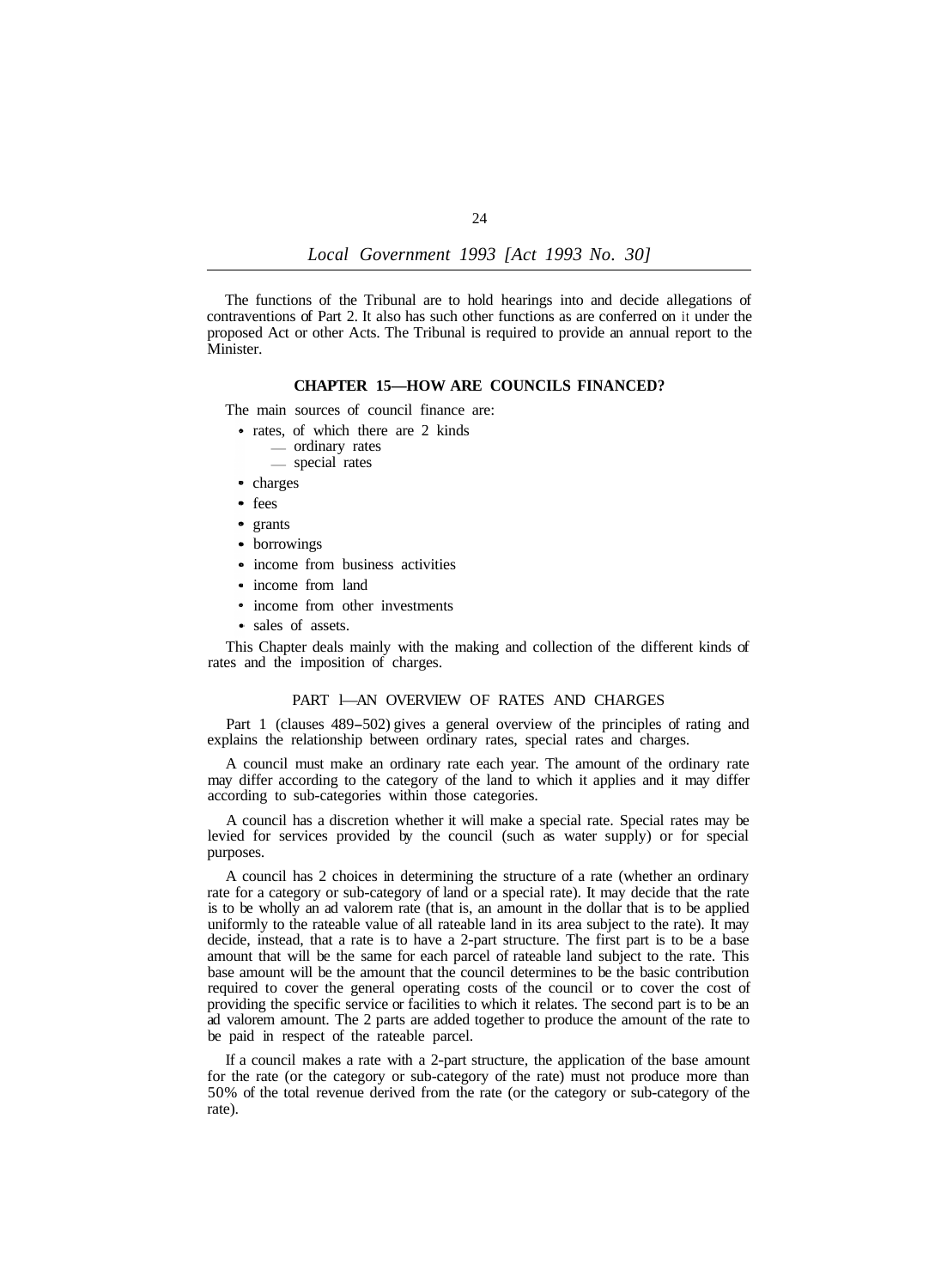The functions of the Tribunal are to hold hearings into and decide allegations of contraventions of Part 2. It also has such other functions as are conferred on it under the proposed Act or other Acts. The Tribunal is required to provide an annual report to the Minister.

## CHAPTER 15—HOW ARE COUNCILS FINANCED?

The main sources of council finance are:

- rates, of which there are 2 kinds
  - ordinary rates
  - special rates
- charges
- fees
- grants
- borrowings
- income from business activities
- income from land
- income from other investments
- sales of assets.

This Chapter deals mainly with the making and collection of the different kinds of rates and the imposition of charges.

### PART 1—AN OVERVIEW OF RATES AND CHARGES

Part 1 (clauses 489–502) gives a general overview of the principles of rating and explains the relationship between ordinary rates, special rates and charges.

A council must make an ordinary rate each year. The amount of the ordinary rate may differ according to the category of the land to which it applies and it may differ according to sub-categories within those categories.

A council has a discretion whether it will make a special rate. Special rates may be levied for services provided by the council (such as water supply) or for special purposes.

A council has 2 choices in determining the structure of a rate (whether an ordinary rate for a category or sub-category of land or a special rate). It may decide that the rate is to be wholly an ad valorem rate (that is, an amount in the dollar that is to be applied uniformly to the rateable value of all rateable land in its area subject to the rate). It may decide, instead, that a rate is to have a 2-part structure. The first part is to be a base amount that will be the same for each parcel of rateable land subject to the rate. This base amount will be the amount that the council determines to be the basic contribution required to cover the general operating costs of the council or to cover the cost of providing the specific service or facilities to which it relates. The second part is to be an ad valorem amount. The 2 parts are added together to produce the amount of the rate to be paid in respect of the rateable parcel.

If a council makes a rate with a 2-part structure, the application of the base amount for the rate (or the category or sub-category of the rate) must not produce more than 50% of the total revenue derived from the rate (or the category or sub-category of the rate).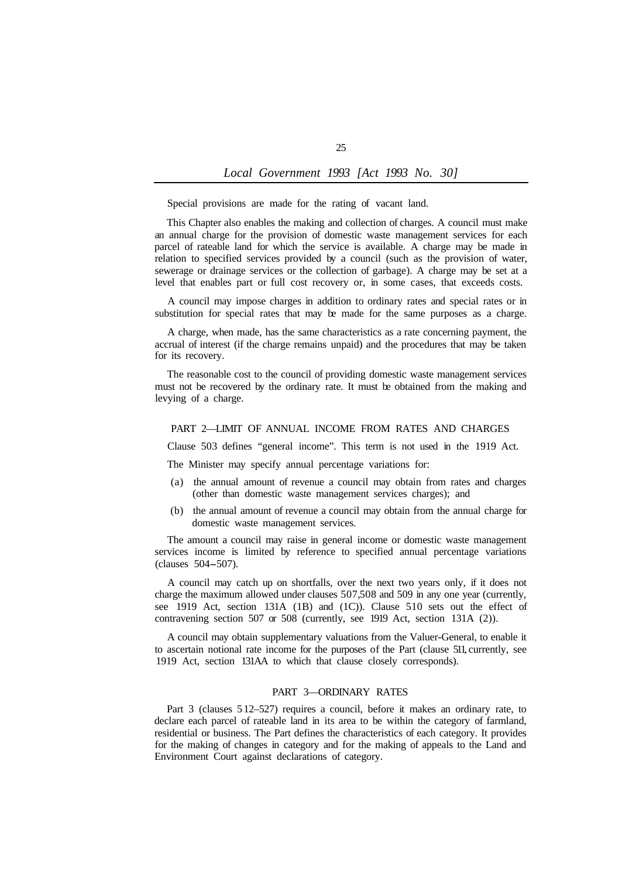Special provisions are made for the rating of vacant land.

This Chapter also enables the making and collection of charges. A council must make an annual charge for the provision of domestic waste management services for each parcel of rateable land for which the service is available. A charge may be made in relation to specified services provided by a council (such as the provision of water, sewerage or drainage services or the collection of garbage). A charge may be set at a level that enables part or full cost recovery or, in some cases, that exceeds costs.

A council may impose charges in addition to ordinary rates and special rates or in substitution for special rates that may be made for the same purposes as a charge.

A charge, when made, has the same characteristics as a rate concerning payment, the accrual of interest (if the charge remains unpaid) and the procedures that may be taken for its recovery.

The reasonable cost to the council of providing domestic waste management services must not be recovered by the ordinary rate. It must be obtained from the making and levying of a charge.

## PART 2—LIMIT OF ANNUAL INCOME FROM RATES AND CHARGES

Clause 503 defines "general income". This term is not used in the 1919 Act.

The Minister may specify annual percentage variations for:

(a) the annual amount of revenue a council may obtain from rates and charges (other than domestic waste management services charges); and

(b) the annual amount of revenue a council may obtain from the annual charge for domestic waste management services.

The amount a council may raise in general income or domestic waste management services income is limited by reference to specified annual percentage variations (clauses 504–507).

A council may catch up on shortfalls, over the next two years only, if it does not charge the maximum allowed under clauses 507,508 and 509 in any one year (currently, see 1919 Act, section 131A (1B) and (1C)). Clause 510 sets out the effect of contravening section 507 or 508 (currently, see 1919 Act, section 131A (2)).

A council may obtain supplementary valuations from the Valuer-General, to enable it to ascertain notional rate income for the purposes of the Part (clause 511, currently, see 1919 Act, section 131AA to which that clause closely corresponds).

## PART 3—ORDINARY RATES

Part 3 (clauses 512–527) requires a council, before it makes an ordinary rate, to declare each parcel of rateable land in its area to be within the category of farmland, residential or business. The Part defines the characteristics of each category. It provides for the making of changes in category and for the making of appeals to the Land and Environment Court against declarations of category.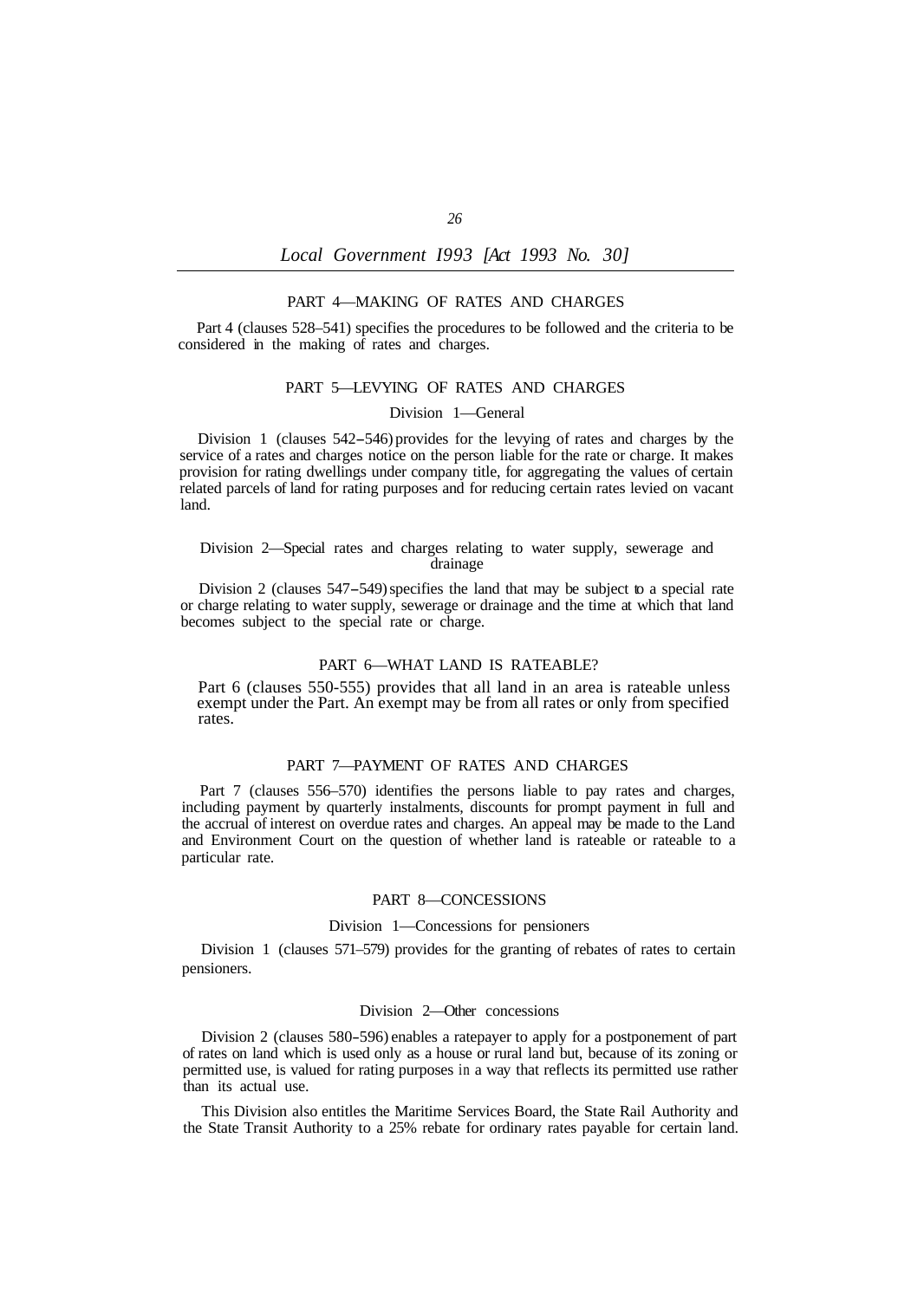## PART 4—MAKING OF RATES AND CHARGES

Part 4 (clauses 528–541) specifies the procedures to be followed and the criteria to be considered in the making of rates and charges.

## PART 5—LEVYING OF RATES AND CHARGES

### Division 1—General

Division 1 (clauses 542–546) provides for the levying of rates and charges by the service of a rates and charges notice on the person liable for the rate or charge. It makes provision for rating dwellings under company title, for aggregating the values of certain related parcels of land for rating purposes and for reducing certain rates levied on vacant land.

### Division 2—Special rates and charges relating to water supply, sewerage and drainage

Division 2 (clauses 547–549) specifies the land that may be subject to a special rate or charge relating to water supply, sewerage or drainage and the time at which that land becomes subject to the special rate or charge.

## PART 6—WHAT LAND IS RATEABLE?

Part 6 (clauses 550-555) provides that all land in an area is rateable unless exempt under the Part. An exempt may be from all rates or only from specified rates.

## PART 7—PAYMENT OF RATES AND CHARGES

Part 7 (clauses 556–570) identifies the persons liable to pay rates and charges, including payment by quarterly instalments, discounts for prompt payment in full and the accrual of interest on overdue rates and charges. An appeal may be made to the Land and Environment Court on the question of whether land is rateable or rateable to a particular rate.

## PART 8—CONCESSIONS

### Division 1—Concessions for pensioners

Division 1 (clauses 571–579) provides for the granting of rebates of rates to certain pensioners.

### Division 2—Other concessions

Division 2 (clauses 580–596) enables a ratepayer to apply for a postponement of part of rates on land which is used only as a house or rural land but, because of its zoning or permitted use, is valued for rating purposes in a way that reflects its permitted use rather than its actual use.

This Division also entitles the Maritime Services Board, the State Rail Authority and the State Transit Authority to a 25% rebate for ordinary rates payable for certain land.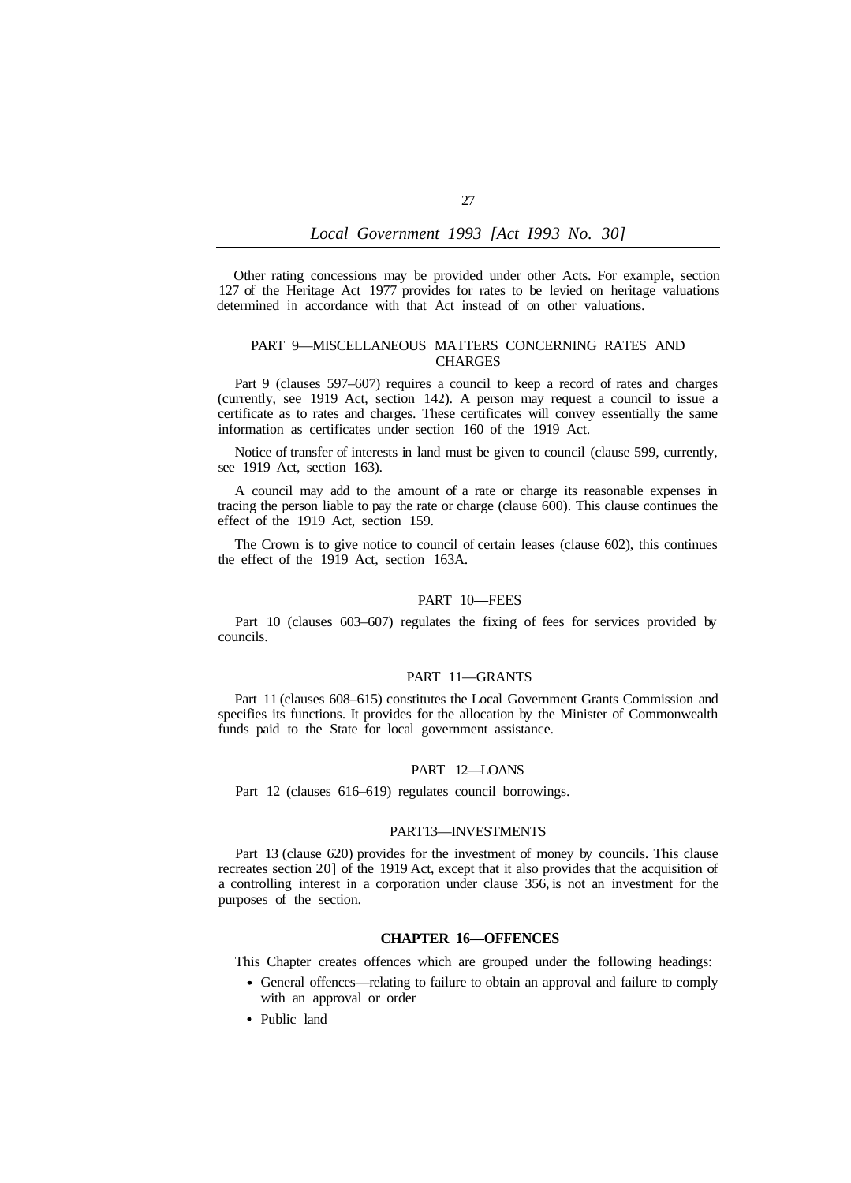Other rating concessions may be provided under other Acts. For example, section 127 of the Heritage Act 1977 provides for rates to be levied on heritage valuations determined in accordance with that Act instead of on other valuations.

### PART 9—MISCELLANEOUS MATTERS CONCERNING RATES AND CHARGES

Part 9 (clauses 597–607) requires a council to keep a record of rates and charges (currently, see 1919 Act, section 142). A person may request a council to issue a certificate as to rates and charges. These certificates will convey essentially the same information as certificates under section 160 of the 1919 Act.

Notice of transfer of interests in land must be given to council (clause 599, currently, see 1919 Act, section 163).

A council may add to the amount of a rate or charge its reasonable expenses in tracing the person liable to pay the rate or charge (clause 600). This clause continues the effect of the 1919 Act, section 159.

The Crown is to give notice to council of certain leases (clause 602), this continues the effect of the 1919 Act, section 163A.

### PART 10—FEES

Part 10 (clauses 603–607) regulates the fixing of fees for services provided by councils.

### PART 11—GRANTS

Part 11 (clauses 608–615) constitutes the Local Government Grants Commission and specifies its functions. It provides for the allocation by the Minister of Commonwealth funds paid to the State for local government assistance.

### PART 12—LOANS

Part 12 (clauses 616–619) regulates council borrowings.

### PART13—INVESTMENTS

Part 13 (clause 620) provides for the investment of money by councils. This clause recreates section 20] of the 1919 Act, except that it also provides that the acquisition of a controlling interest in a corporation under clause 356, is not an investment for the purposes of the section.

## CHAPTER 16—OFFENCES

This Chapter creates offences which are grouped under the following headings:

- General offences—relating to failure to obtain an approval and failure to comply with an approval or order
- Public land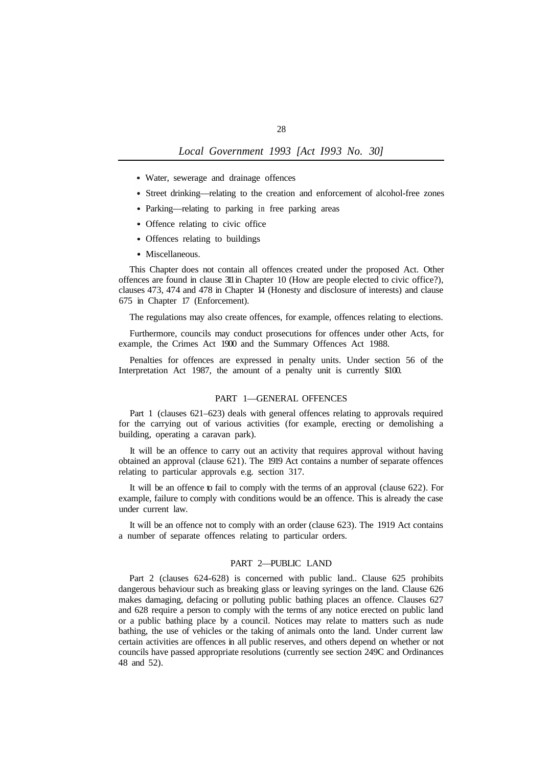- Water, sewerage and drainage offences
- Street drinking—relating to the creation and enforcement of alcohol-free zones
- Parking—relating to parking in free parking areas
- Offence relating to civic office
- Offences relating to buildings
- Miscellaneous.

This Chapter does not contain all offences created under the proposed Act. Other offences are found in clause 311 in Chapter 10 (How are people elected to civic office?), clauses 473, 474 and 478 in Chapter 14 (Honesty and disclosure of interests) and clause 675 in Chapter 17 (Enforcement).

The regulations may also create offences, for example, offences relating to elections.

Furthermore, councils may conduct prosecutions for offences under other Acts, for example, the Crimes Act 1900 and the Summary Offences Act 1988.

Penalties for offences are expressed in penalty units. Under section 56 of the Interpretation Act 1987, the amount of a penalty unit is currently $100.

## PART 1—GENERAL OFFENCES

Part 1 (clauses 621–623) deals with general offences relating to approvals required for the carrying out of various activities (for example, erecting or demolishing a building, operating a caravan park).

It will be an offence to carry out an activity that requires approval without having obtained an approval (clause 621). The 1919 Act contains a number of separate offences relating to particular approvals e.g. section 317.

It will be an offence to fail to comply with the terms of an approval (clause 622). For example, failure to comply with conditions would be an offence. This is already the case under current law.

It will be an offence not to comply with an order (clause 623). The 1919 Act contains a number of separate offences relating to particular orders.

## PART 2—PUBLIC LAND

Part 2 (clauses 624-628) is concerned with public land.. Clause 625 prohibits dangerous behaviour such as breaking glass or leaving syringes on the land. Clause 626 makes damaging, defacing or polluting public bathing places an offence. Clauses 627 and 628 require a person to comply with the terms of any notice erected on public land or a public bathing place by a council. Notices may relate to matters such as nude bathing, the use of vehicles or the taking of animals onto the land. Under current law certain activities are offences in all public reserves, and others depend on whether or not councils have passed appropriate resolutions (currently see section 249C and Ordinances 48 and 52).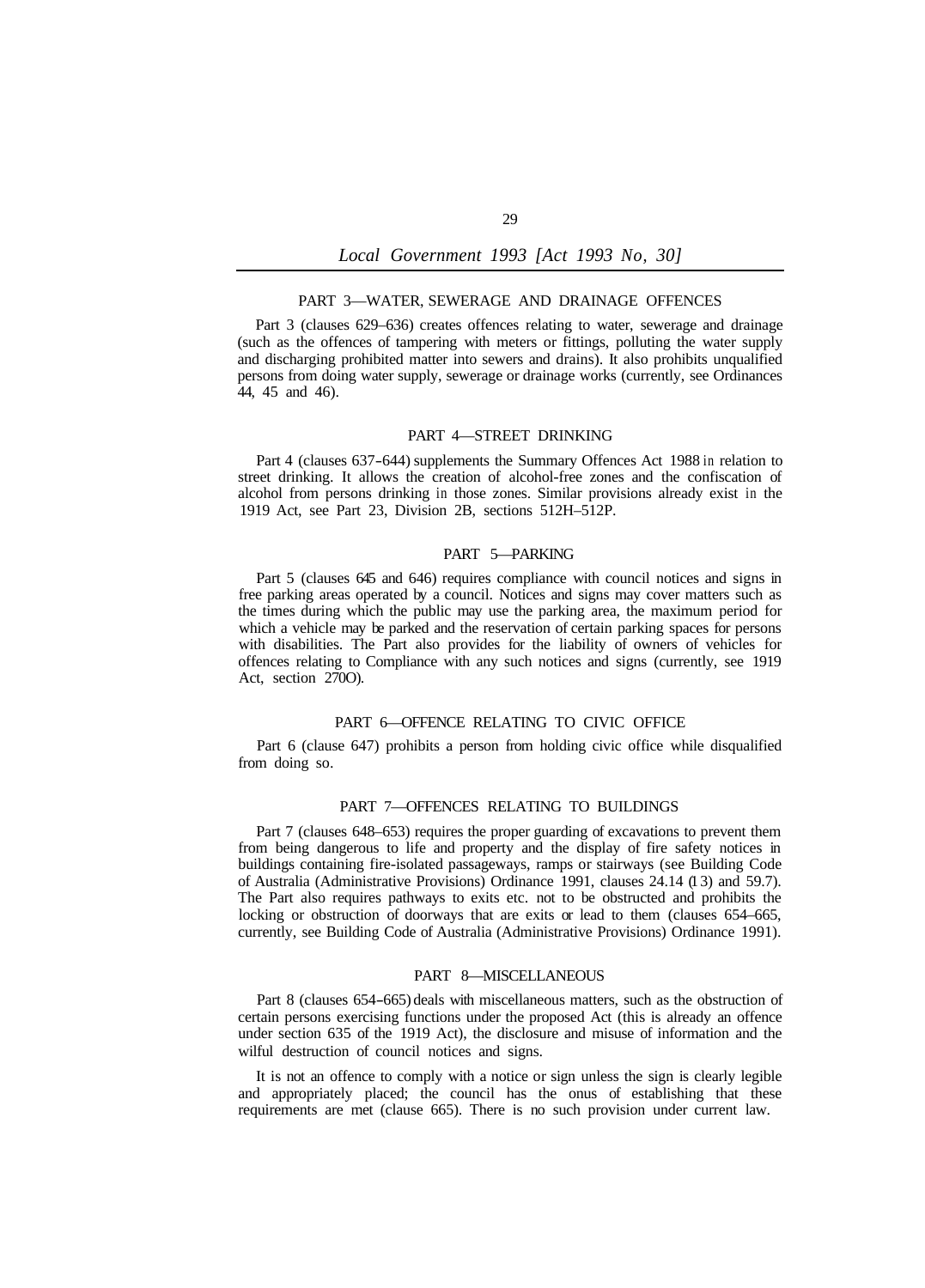## PART 3—WATER, SEWERAGE AND DRAINAGE OFFENCES

Part 3 (clauses 629–636) creates offences relating to water, sewerage and drainage (such as the offences of tampering with meters or fittings, polluting the water supply and discharging prohibited matter into sewers and drains). It also prohibits unqualified persons from doing water supply, sewerage or drainage works (currently, see Ordinances 44, 45 and 46).

## PART 4—STREET DRINKING

Part 4 (clauses 637–644) supplements the Summary Offences Act 1988 in relation to street drinking. It allows the creation of alcohol-free zones and the confiscation of alcohol from persons drinking in those zones. Similar provisions already exist in the 1919 Act, see Part 23, Division 2B, sections 512H–512P.

## PART 5—PARKING

Part 5 (clauses 645 and 646) requires compliance with council notices and signs in free parking areas operated by a council. Notices and signs may cover matters such as the times during which the public may use the parking area, the maximum period for which a vehicle may be parked and the reservation of certain parking spaces for persons with disabilities. The Part also provides for the liability of owners of vehicles for offences relating to Compliance with any such notices and signs (currently, see 1919 Act, section 270O).

## PART 6—OFFENCE RELATING TO CIVIC OFFICE

Part 6 (clause 647) prohibits a person from holding civic office while disqualified from doing so.

## PART 7—OFFENCES RELATING TO BUILDINGS

Part 7 (clauses 648–653) requires the proper guarding of excavations to prevent them from being dangerous to life and property and the display of fire safety notices in buildings containing fire-isolated passageways, ramps or stairways (see Building Code of Australia (Administrative Provisions) Ordinance 1991, clauses 24.14 (13) and 59.7). The Part also requires pathways to exits etc. not to be obstructed and prohibits the locking or obstruction of doorways that are exits or lead to them (clauses 654–665, currently, see Building Code of Australia (Administrative Provisions) Ordinance 1991).

## PART 8—MISCELLANEOUS

Part 8 (clauses 654–665) deals with miscellaneous matters, such as the obstruction of certain persons exercising functions under the proposed Act (this is already an offence under section 635 of the 1919 Act), the disclosure and misuse of information and the wilful destruction of council notices and signs.

It is not an offence to comply with a notice or sign unless the sign is clearly legible and appropriately placed; the council has the onus of establishing that these requirements are met (clause 665). There is no such provision under current law.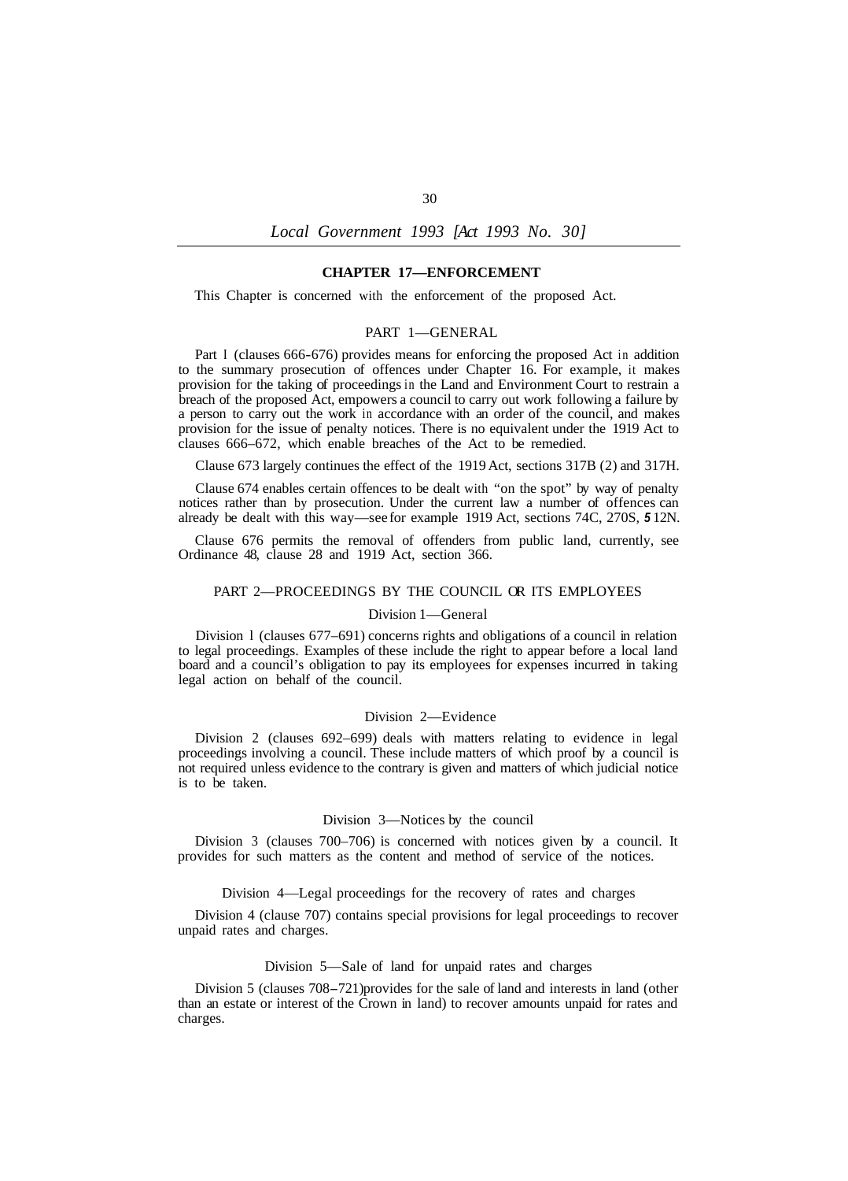## CHAPTER 17—ENFORCEMENT

This Chapter is concerned with the enforcement of the proposed Act.

### PART 1—GENERAL

Part 1 (clauses 666-676) provides means for enforcing the proposed Act in addition to the summary prosecution of offences under Chapter 16. For example, it makes provision for the taking of proceedings in the Land and Environment Court to restrain a breach of the proposed Act, empowers a council to carry out work following a failure by a person to carry out the work in accordance with an order of the council, and makes provision for the issue of penalty notices. There is no equivalent under the 1919 Act to clauses 666–672, which enable breaches of the Act to be remedied.

Clause 673 largely continues the effect of the 1919 Act, sections 317B (2) and 317H.

Clause 674 enables certain offences to be dealt with "on the spot" by way of penalty notices rather than by prosecution. Under the current law a number of offences can already be dealt with this way—see for example 1919 Act, sections 74C, 270S, 512N.

Clause 676 permits the removal of offenders from public land, currently, see Ordinance 48, clause 28 and 1919 Act, section 366.

### PART 2—PROCEEDINGS BY THE COUNCIL OR ITS EMPLOYEES

#### Division 1—General

Division 1 (clauses 677–691) concerns rights and obligations of a council in relation to legal proceedings. Examples of these include the right to appear before a local land board and a council's obligation to pay its employees for expenses incurred in taking legal action on behalf of the council.

#### Division 2—Evidence

Division 2 (clauses 692–699) deals with matters relating to evidence in legal proceedings involving a council. These include matters of which proof by a council is not required unless evidence to the contrary is given and matters of which judicial notice is to be taken.

#### Division 3—Notices by the council

Division 3 (clauses 700–706) is concerned with notices given by a council. It provides for such matters as the content and method of service of the notices.

#### Division 4—Legal proceedings for the recovery of rates and charges

Division 4 (clause 707) contains special provisions for legal proceedings to recover unpaid rates and charges.

#### Division 5—Sale of land for unpaid rates and charges

Division 5 (clauses 708–721) provides for the sale of land and interests in land (other than an estate or interest of the Crown in land) to recover amounts unpaid for rates and charges.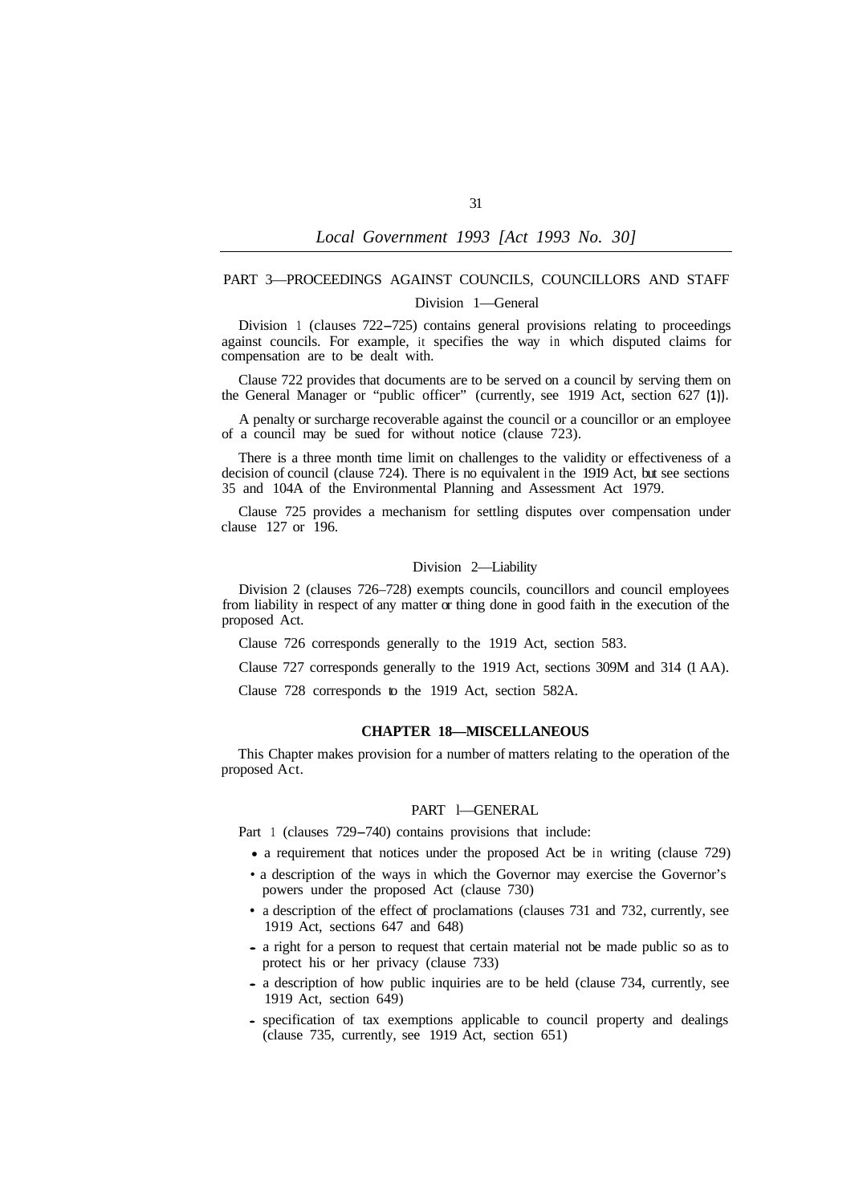## PART 3—PROCEEDINGS AGAINST COUNCILS, COUNCILLORS AND STAFF

### Division 1—General

Division 1 (clauses 722–725) contains general provisions relating to proceedings against councils. For example, it specifies the way in which disputed claims for compensation are to be dealt with.

Clause 722 provides that documents are to be served on a council by serving them on the General Manager or "public officer" (currently, see 1919 Act, section 627 (1)).

A penalty or surcharge recoverable against the council or a councillor or an employee of a council may be sued for without notice (clause 723).

There is a three month time limit on challenges to the validity or effectiveness of a decision of council (clause 724). There is no equivalent in the 1919 Act, but see sections 35 and 104A of the Environmental Planning and Assessment Act 1979.

Clause 725 provides a mechanism for settling disputes over compensation under clause 127 or 196.

### Division 2—Liability

Division 2 (clauses 726–728) exempts councils, councillors and council employees from liability in respect of any matter or thing done in good faith in the execution of the proposed Act.

Clause 726 corresponds generally to the 1919 Act, section 583.

Clause 727 corresponds generally to the 1919 Act, sections 309M and 314 (1 AA).

Clause 728 corresponds to the 1919 Act, section 582A.

## CHAPTER 18—MISCELLANEOUS

This Chapter makes provision for a number of matters relating to the operation of the proposed Act.

## PART 1—GENERAL

Part 1 (clauses 729–740) contains provisions that include:

- a requirement that notices under the proposed Act be in writing (clause 729)
- a description of the ways in which the Governor may exercise the Governor's powers under the proposed Act (clause 730)
- a description of the effect of proclamations (clauses 731 and 732, currently, see 1919 Act, sections 647 and 648)
- a right for a person to request that certain material not be made public so as to protect his or her privacy (clause 733)
- a description of how public inquiries are to be held (clause 734, currently, see 1919 Act, section 649)
- specification of tax exemptions applicable to council property and dealings (clause 735, currently, see 1919 Act, section 651)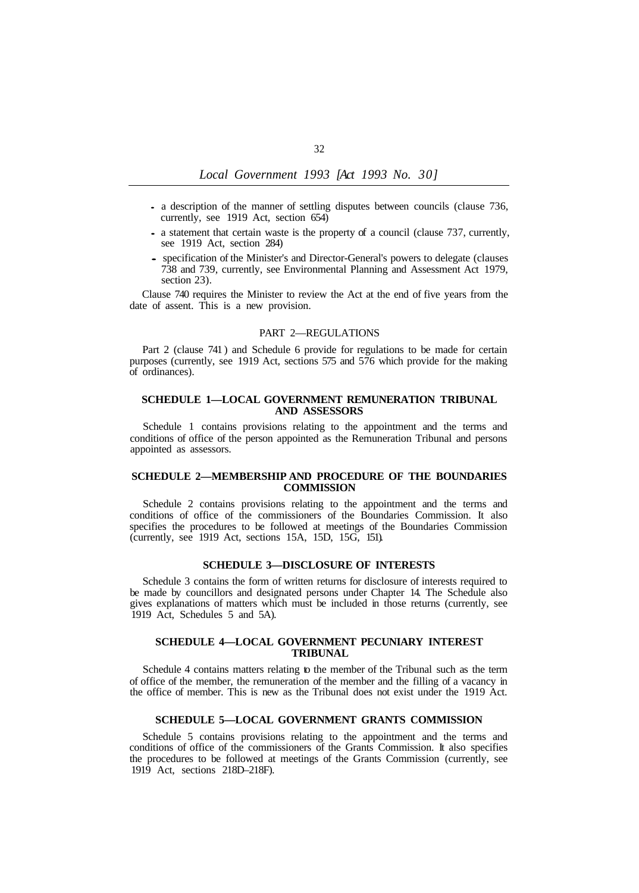- a description of the manner of settling disputes between councils (clause 736, currently, see 1919 Act, section 654)
- a statement that certain waste is the property of a council (clause 737, currently, see 1919 Act, section 284)
- specification of the Minister's and Director-General's powers to delegate (clauses 738 and 739, currently, see Environmental Planning and Assessment Act 1979, section 23).

Clause 740 requires the Minister to review the Act at the end of five years from the date of assent. This is a new provision.

## PART 2—REGULATIONS

Part 2 (clause 741) and Schedule 6 provide for regulations to be made for certain purposes (currently, see 1919 Act, sections 575 and 576 which provide for the making of ordinances).

## SCHEDULE 1—LOCAL GOVERNMENT REMUNERATION TRIBUNAL AND ASSESSORS

Schedule 1 contains provisions relating to the appointment and the terms and conditions of office of the person appointed as the Remuneration Tribunal and persons appointed as assessors.

## SCHEDULE 2—MEMBERSHIP AND PROCEDURE OF THE BOUNDARIES COMMISSION

Schedule 2 contains provisions relating to the appointment and the terms and conditions of office of the commissioners of the Boundaries Commission. It also specifies the procedures to be followed at meetings of the Boundaries Commission (currently, see 1919 Act, sections 15A, 15D, 15G, 151).

## SCHEDULE 3—DISCLOSURE OF INTERESTS

Schedule 3 contains the form of written returns for disclosure of interests required to be made by councillors and designated persons under Chapter 14. The Schedule also gives explanations of matters which must be included in those returns (currently, see 1919 Act, Schedules 5 and 5A).

## SCHEDULE 4—LOCAL GOVERNMENT PECUNIARY INTEREST TRIBUNAL

Schedule 4 contains matters relating to the member of the Tribunal such as the term of office of the member, the remuneration of the member and the filling of a vacancy in the office of member. This is new as the Tribunal does not exist under the 1919 Act.

## SCHEDULE 5—LOCAL GOVERNMENT GRANTS COMMISSION

Schedule 5 contains provisions relating to the appointment and the terms and conditions of office of the commissioners of the Grants Commission. It also specifies the procedures to be followed at meetings of the Grants Commission (currently, see 1919 Act, sections 218D–218F).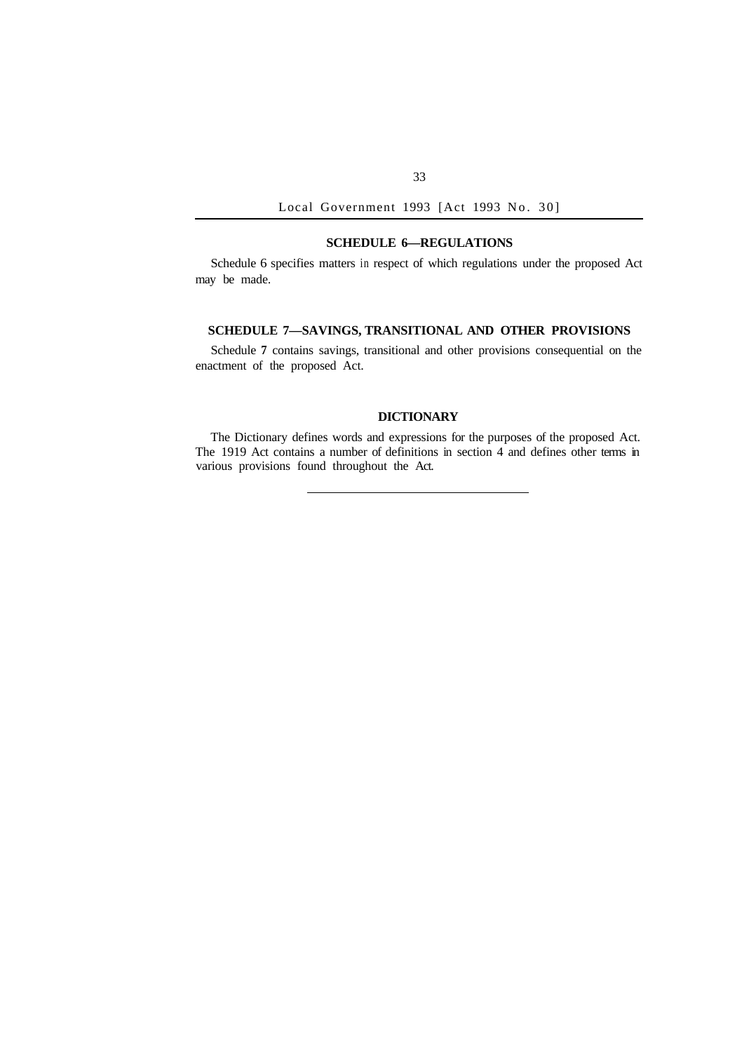## SCHEDULE 6—REGULATIONS

Schedule 6 specifies matters in respect of which regulations under the proposed Act may be made.

## SCHEDULE 7—SAVINGS, TRANSITIONAL AND OTHER PROVISIONS

Schedule **7** contains savings, transitional and other provisions consequential on the enactment of the proposed Act.

## DICTIONARY

The Dictionary defines words and expressions for the purposes of the proposed Act. The 1919 Act contains a number of definitions in section 4 and defines other terms in various provisions found throughout the Act.